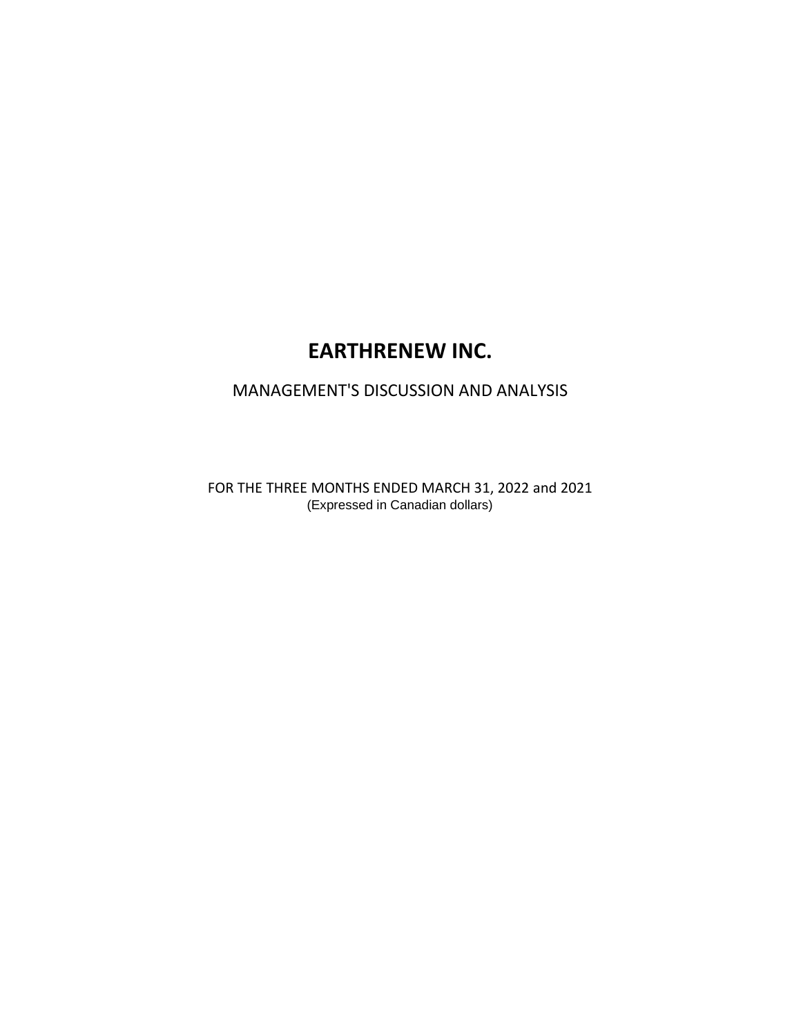# EARTHRENEW INC.

MANAGEMENT'S DISCUSSION AND ANALYSIS

FOR THE THREE MONTHS ENDED MARCH 31, 2022 and 2021
(Expressed in Canadian dollars)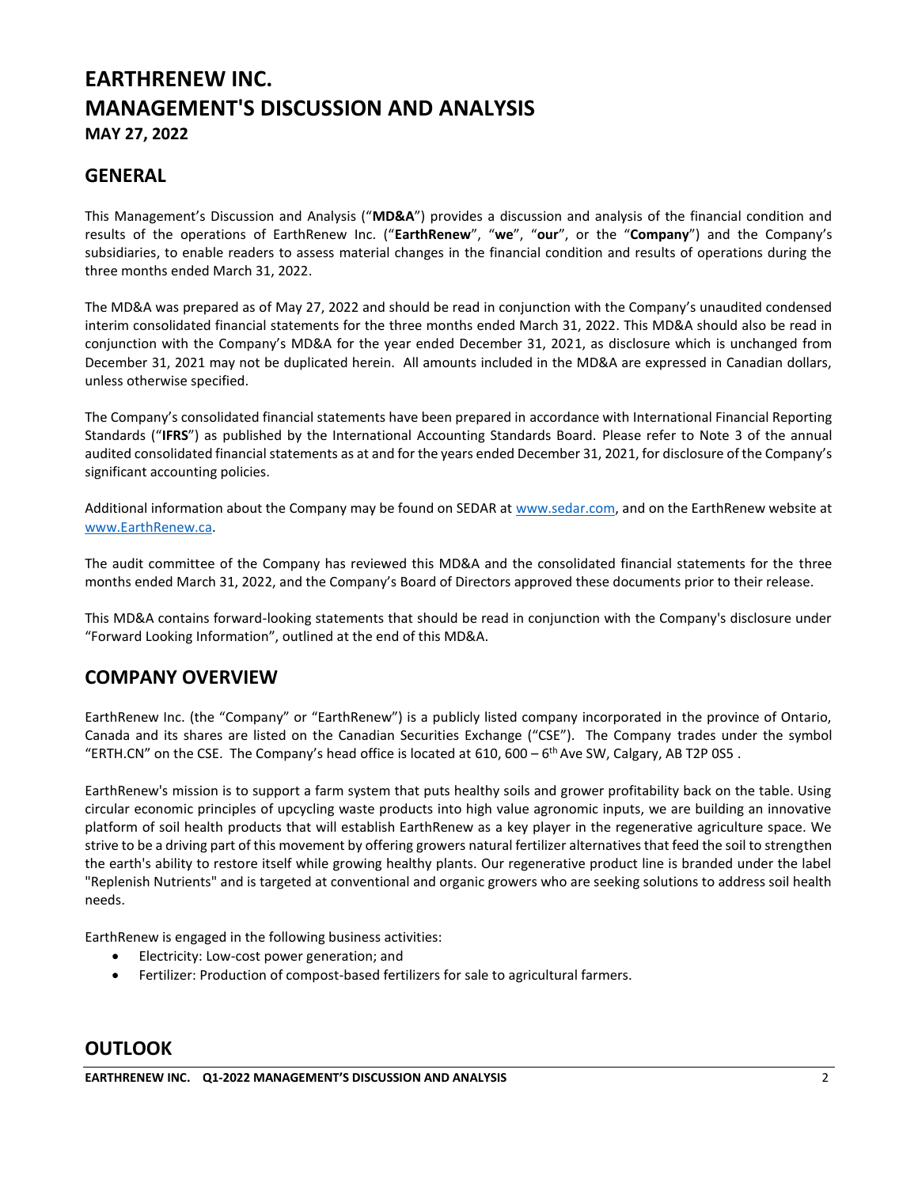# EARTHRENEW INC.
# MANAGEMENT'S DISCUSSION AND ANALYSIS
### MAY 27, 2022

## GENERAL

This Management's Discussion and Analysis ("**MD&A**") provides a discussion and analysis of the financial condition and results of the operations of EarthRenew Inc. ("**EarthRenew**", "**we**", "**our**", or the "**Company**") and the Company's subsidiaries, to enable readers to assess material changes in the financial condition and results of operations during the three months ended March 31, 2022.

The MD&A was prepared as of May 27, 2022 and should be read in conjunction with the Company's unaudited condensed interim consolidated financial statements for the three months ended March 31, 2022. This MD&A should also be read in conjunction with the Company's MD&A for the year ended December 31, 2021, as disclosure which is unchanged from December 31, 2021 may not be duplicated herein. All amounts included in the MD&A are expressed in Canadian dollars, unless otherwise specified.

The Company's consolidated financial statements have been prepared in accordance with International Financial Reporting Standards ("**IFRS**") as published by the International Accounting Standards Board. Please refer to Note 3 of the annual audited consolidated financial statements as at and for the years ended December 31, 2021, for disclosure of the Company's significant accounting policies.

Additional information about the Company may be found on SEDAR at www.sedar.com, and on the EarthRenew website at www.EarthRenew.ca.

The audit committee of the Company has reviewed this MD&A and the consolidated financial statements for the three months ended March 31, 2022, and the Company's Board of Directors approved these documents prior to their release.

This MD&A contains forward-looking statements that should be read in conjunction with the Company's disclosure under "Forward Looking Information", outlined at the end of this MD&A.

## COMPANY OVERVIEW

EarthRenew Inc. (the "Company" or "EarthRenew") is a publicly listed company incorporated in the province of Ontario, Canada and its shares are listed on the Canadian Securities Exchange ("CSE"). The Company trades under the symbol "ERTH.CN" on the CSE. The Company's head office is located at 610, 600 – 6th Ave SW, Calgary, AB T2P 0S5 .

EarthRenew's mission is to support a farm system that puts healthy soils and grower profitability back on the table. Using circular economic principles of upcycling waste products into high value agronomic inputs, we are building an innovative platform of soil health products that will establish EarthRenew as a key player in the regenerative agriculture space. We strive to be a driving part of this movement by offering growers natural fertilizer alternatives that feed the soil to strengthen the earth's ability to restore itself while growing healthy plants. Our regenerative product line is branded under the label "Replenish Nutrients" and is targeted at conventional and organic growers who are seeking solutions to address soil health needs.

EarthRenew is engaged in the following business activities:

- Electricity: Low-cost power generation; and
- Fertilizer: Production of compost-based fertilizers for sale to agricultural farmers.

## OUTLOOK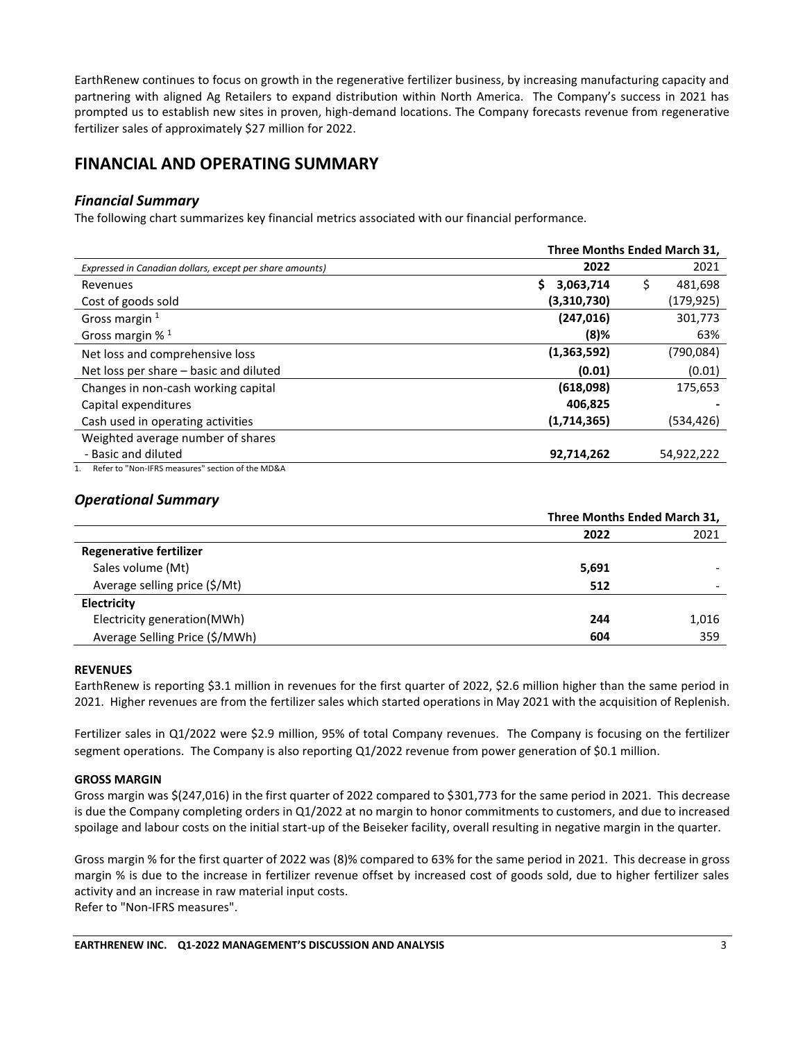EarthRenew continues to focus on growth in the regenerative fertilizer business, by increasing manufacturing capacity and partnering with aligned Ag Retailers to expand distribution within North America. The Company's success in 2021 has prompted us to establish new sites in proven, high-demand locations. The Company forecasts revenue from regenerative fertilizer sales of approximately $27 million for 2022.

## FINANCIAL AND OPERATING SUMMARY

### *Financial Summary*

The following chart summarizes key financial metrics associated with our financial performance.

| | Three Months Ended March 31, | |
|---|---|---|
| *Expressed in Canadian dollars, except per share amounts)* | **2022** | 2021 |
| Revenues | **$ 3,063,714** | $ 481,698 |
| Cost of goods sold | **(3,310,730)** | (179,925) |
| Gross margin [1] | **(247,016)** | 301,773 |
| Gross margin % [1] | **(8)%** | 63% |
| Net loss and comprehensive loss | **(1,363,592)** | (790,084) |
| Net loss per share – basic and diluted | **(0.01)** | (0.01) |
| Changes in non-cash working capital | **(618,098)** | 175,653 |
| Capital expenditures | **406,825** | - |
| Cash used in operating activities | **(1,714,365)** | (534,426) |
| Weighted average number of shares - Basic and diluted | **92,714,262** | 54,922,222 |

1. Refer to "Non-IFRS measures" section of the MD&A

### *Operational Summary*

| | Three Months Ended March 31, | |
|---|---|---|
| | **2022** | 2021 |
| **Regenerative fertilizer** | | |
| Sales volume (Mt) | **5,691** | - |
| Average selling price ($/Mt) | **512** | - |
| **Electricity** | | |
| Electricity generation(MWh) | **244** | 1,016 |
| Average Selling Price ($/MWh) | **604** | 359 |

**REVENUES**

EarthRenew is reporting $3.1 million in revenues for the first quarter of 2022, $2.6 million higher than the same period in 2021. Higher revenues are from the fertilizer sales which started operations in May 2021 with the acquisition of Replenish.

Fertilizer sales in Q1/2022 were $2.9 million, 95% of total Company revenues. The Company is focusing on the fertilizer segment operations. The Company is also reporting Q1/2022 revenue from power generation of $0.1 million.

**GROSS MARGIN**

Gross margin was $(247,016) in the first quarter of 2022 compared to $301,773 for the same period in 2021. This decrease is due the Company completing orders in Q1/2022 at no margin to honor commitments to customers, and due to increased spoilage and labour costs on the initial start-up of the Beiseker facility, overall resulting in negative margin in the quarter.

Gross margin % for the first quarter of 2022 was (8)% compared to 63% for the same period in 2021. This decrease in gross margin % is due to the increase in fertilizer revenue offset by increased cost of goods sold, due to higher fertilizer sales activity and an increase in raw material input costs.
Refer to "Non-IFRS measures".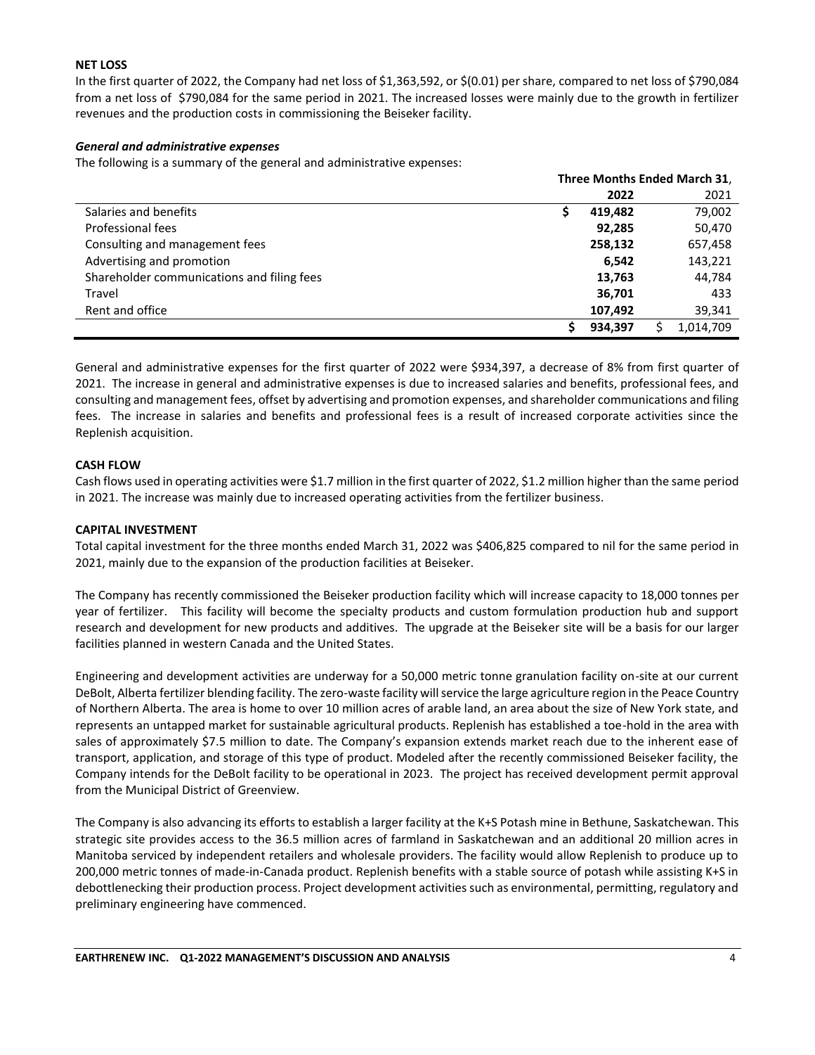### NET LOSS

In the first quarter of 2022, the Company had net loss of $1,363,592, or $(0.01) per share, compared to net loss of $790,084 from a net loss of $790,084 for the same period in 2021. The increased losses were mainly due to the growth in fertilizer revenues and the production costs in commissioning the Beiseker facility.

#### *General and administrative expenses*

The following is a summary of the general and administrative expenses:

| | Three Months Ended March 31, | |
|---|---|---|
| | **2022** | 2021 |
| Salaries and benefits | **$ 419,482** | 79,002 |
| Professional fees | **92,285** | 50,470 |
| Consulting and management fees | **258,132** | 657,458 |
| Advertising and promotion | **6,542** | 143,221 |
| Shareholder communications and filing fees | **13,763** | 44,784 |
| Travel | **36,701** | 433 |
| Rent and office | **107,492** | 39,341 |
| | **$ 934,397** | $ 1,014,709 |

General and administrative expenses for the first quarter of 2022 were $934,397, a decrease of 8% from first quarter of 2021. The increase in general and administrative expenses is due to increased salaries and benefits, professional fees, and consulting and management fees, offset by advertising and promotion expenses, and shareholder communications and filing fees. The increase in salaries and benefits and professional fees is a result of increased corporate activities since the Replenish acquisition.

### CASH FLOW

Cash flows used in operating activities were $1.7 million in the first quarter of 2022, $1.2 million higher than the same period in 2021. The increase was mainly due to increased operating activities from the fertilizer business.

### CAPITAL INVESTMENT

Total capital investment for the three months ended March 31, 2022 was $406,825 compared to nil for the same period in 2021, mainly due to the expansion of the production facilities at Beiseker.

The Company has recently commissioned the Beiseker production facility which will increase capacity to 18,000 tonnes per year of fertilizer. This facility will become the specialty products and custom formulation production hub and support research and development for new products and additives. The upgrade at the Beiseker site will be a basis for our larger facilities planned in western Canada and the United States.

Engineering and development activities are underway for a 50,000 metric tonne granulation facility on-site at our current DeBolt, Alberta fertilizer blending facility. The zero-waste facility will service the large agriculture region in the Peace Country of Northern Alberta. The area is home to over 10 million acres of arable land, an area about the size of New York state, and represents an untapped market for sustainable agricultural products. Replenish has established a toe-hold in the area with sales of approximately $7.5 million to date. The Company's expansion extends market reach due to the inherent ease of transport, application, and storage of this type of product. Modeled after the recently commissioned Beiseker facility, the Company intends for the DeBolt facility to be operational in 2023. The project has received development permit approval from the Municipal District of Greenview.

The Company is also advancing its efforts to establish a larger facility at the K+S Potash mine in Bethune, Saskatchewan. This strategic site provides access to the 36.5 million acres of farmland in Saskatchewan and an additional 20 million acres in Manitoba serviced by independent retailers and wholesale providers. The facility would allow Replenish to produce up to 200,000 metric tonnes of made-in-Canada product. Replenish benefits with a stable source of potash while assisting K+S in debottlenecking their production process. Project development activities such as environmental, permitting, regulatory and preliminary engineering have commenced.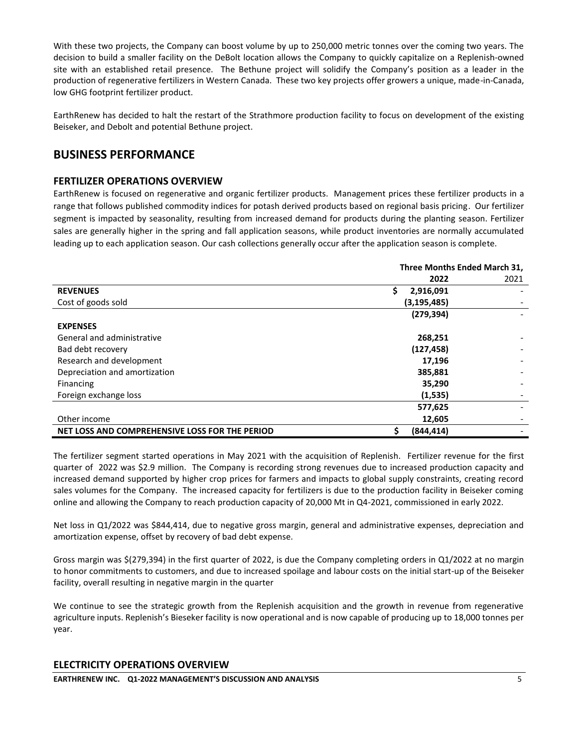With these two projects, the Company can boost volume by up to 250,000 metric tonnes over the coming two years. The decision to build a smaller facility on the DeBolt location allows the Company to quickly capitalize on a Replenish-owned site with an established retail presence. The Bethune project will solidify the Company's position as a leader in the production of regenerative fertilizers in Western Canada. These two key projects offer growers a unique, made-in-Canada, low GHG footprint fertilizer product.

EarthRenew has decided to halt the restart of the Strathmore production facility to focus on development of the existing Beiseker, and Debolt and potential Bethune project.

# BUSINESS PERFORMANCE

## FERTILIZER OPERATIONS OVERVIEW

EarthRenew is focused on regenerative and organic fertilizer products. Management prices these fertilizer products in a range that follows published commodity indices for potash derived products based on regional basis pricing. Our fertilizer segment is impacted by seasonality, resulting from increased demand for products during the planting season. Fertilizer sales are generally higher in the spring and fall application seasons, while product inventories are normally accumulated leading up to each application season. Our cash collections generally occur after the application season is complete.

| | Three Months Ended March 31, | |
|---|---|---|
| | **2022** | 2021 |
| **REVENUES** | **$ 2,916,091** | - |
| Cost of goods sold | **(3,195,485)** | - |
| | **(279,394)** | - |
| **EXPENSES** | | |
| General and administrative | **268,251** | - |
| Bad debt recovery | **(127,458)** | - |
| Research and development | **17,196** | - |
| Depreciation and amortization | **385,881** | - |
| Financing | **35,290** | - |
| Foreign exchange loss | **(1,535)** | - |
| | **577,625** | - |
| Other income | **12,605** | - |
| **NET LOSS AND COMPREHENSIVE LOSS FOR THE PERIOD** | **$ (844,414)** | - |

The fertilizer segment started operations in May 2021 with the acquisition of Replenish. Fertilizer revenue for the first quarter of 2022 was $2.9 million. The Company is recording strong revenues due to increased production capacity and increased demand supported by higher crop prices for farmers and impacts to global supply constraints, creating record sales volumes for the Company. The increased capacity for fertilizers is due to the production facility in Beiseker coming online and allowing the Company to reach production capacity of 20,000 Mt in Q4-2021, commissioned in early 2022.

Net loss in Q1/2022 was $844,414, due to negative gross margin, general and administrative expenses, depreciation and amortization expense, offset by recovery of bad debt expense.

Gross margin was $(279,394) in the first quarter of 2022, is due the Company completing orders in Q1/2022 at no margin to honor commitments to customers, and due to increased spoilage and labour costs on the initial start-up of the Beiseker facility, overall resulting in negative margin in the quarter

We continue to see the strategic growth from the Replenish acquisition and the growth in revenue from regenerative agriculture inputs. Replenish's Bieseker facility is now operational and is now capable of producing up to 18,000 tonnes per year.

## ELECTRICITY OPERATIONS OVERVIEW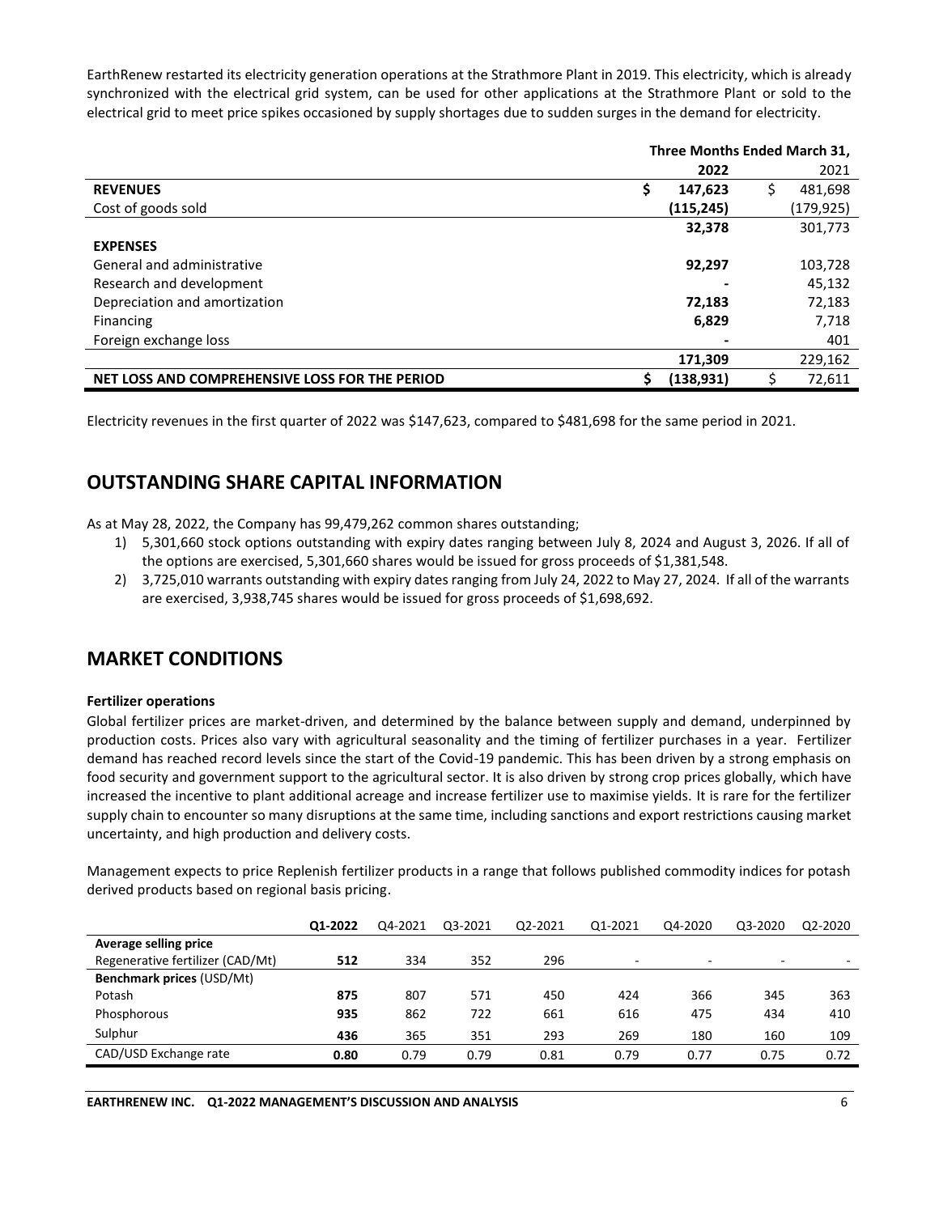EarthRenew restarted its electricity generation operations at the Strathmore Plant in 2019. This electricity, which is already synchronized with the electrical grid system, can be used for other applications at the Strathmore Plant or sold to the electrical grid to meet price spikes occasioned by supply shortages due to sudden surges in the demand for electricity.

| | Three Months Ended March 31, | |
|---|---|---|
| | **2022** | 2021 |
| **REVENUES** | **$ 147,623** | $ 481,698 |
| Cost of goods sold | **(115,245)** | (179,925) |
| | **32,378** | 301,773 |
| **EXPENSES** | | |
| General and administrative | **92,297** | 103,728 |
| Research and development | **-** | 45,132 |
| Depreciation and amortization | **72,183** | 72,183 |
| Financing | **6,829** | 7,718 |
| Foreign exchange loss | **-** | 401 |
| | **171,309** | 229,162 |
| **NET LOSS AND COMPREHENSIVE LOSS FOR THE PERIOD** | **$ (138,931)** | $ 72,611 |

Electricity revenues in the first quarter of 2022 was $147,623, compared to $481,698 for the same period in 2021.

## OUTSTANDING SHARE CAPITAL INFORMATION

As at May 28, 2022, the Company has 99,479,262 common shares outstanding;

1) 5,301,660 stock options outstanding with expiry dates ranging between July 8, 2024 and August 3, 2026. If all of the options are exercised, 5,301,660 shares would be issued for gross proceeds of $1,381,548.
2) 3,725,010 warrants outstanding with expiry dates ranging from July 24, 2022 to May 27, 2024. If all of the warrants are exercised, 3,938,745 shares would be issued for gross proceeds of $1,698,692.

## MARKET CONDITIONS

**Fertilizer operations**

Global fertilizer prices are market-driven, and determined by the balance between supply and demand, underpinned by production costs. Prices also vary with agricultural seasonality and the timing of fertilizer purchases in a year. Fertilizer demand has reached record levels since the start of the Covid-19 pandemic. This has been driven by a strong emphasis on food security and government support to the agricultural sector. It is also driven by strong crop prices globally, which have increased the incentive to plant additional acreage and increase fertilizer use to maximise yields. It is rare for the fertilizer supply chain to encounter so many disruptions at the same time, including sanctions and export restrictions causing market uncertainty, and high production and delivery costs.

Management expects to price Replenish fertilizer products in a range that follows published commodity indices for potash derived products based on regional basis pricing.

| | **Q1-2022** | Q4-2021 | Q3-2021 | Q2-2021 | Q1-2021 | Q4-2020 | Q3-2020 | Q2-2020 |
|---|---|---|---|---|---|---|---|---|
| **Average selling price** | | | | | | | | |
| Regenerative fertilizer (CAD/Mt) | **512** | 334 | 352 | 296 | - | - | - | - |
| **Benchmark prices** (USD/Mt) | | | | | | | | |
| Potash | **875** | 807 | 571 | 450 | 424 | 366 | 345 | 363 |
| Phosphorous | **935** | 862 | 722 | 661 | 616 | 475 | 434 | 410 |
| Sulphur | **436** | 365 | 351 | 293 | 269 | 180 | 160 | 109 |
| CAD/USD Exchange rate | **0.80** | 0.79 | 0.79 | 0.81 | 0.79 | 0.77 | 0.75 | 0.72 |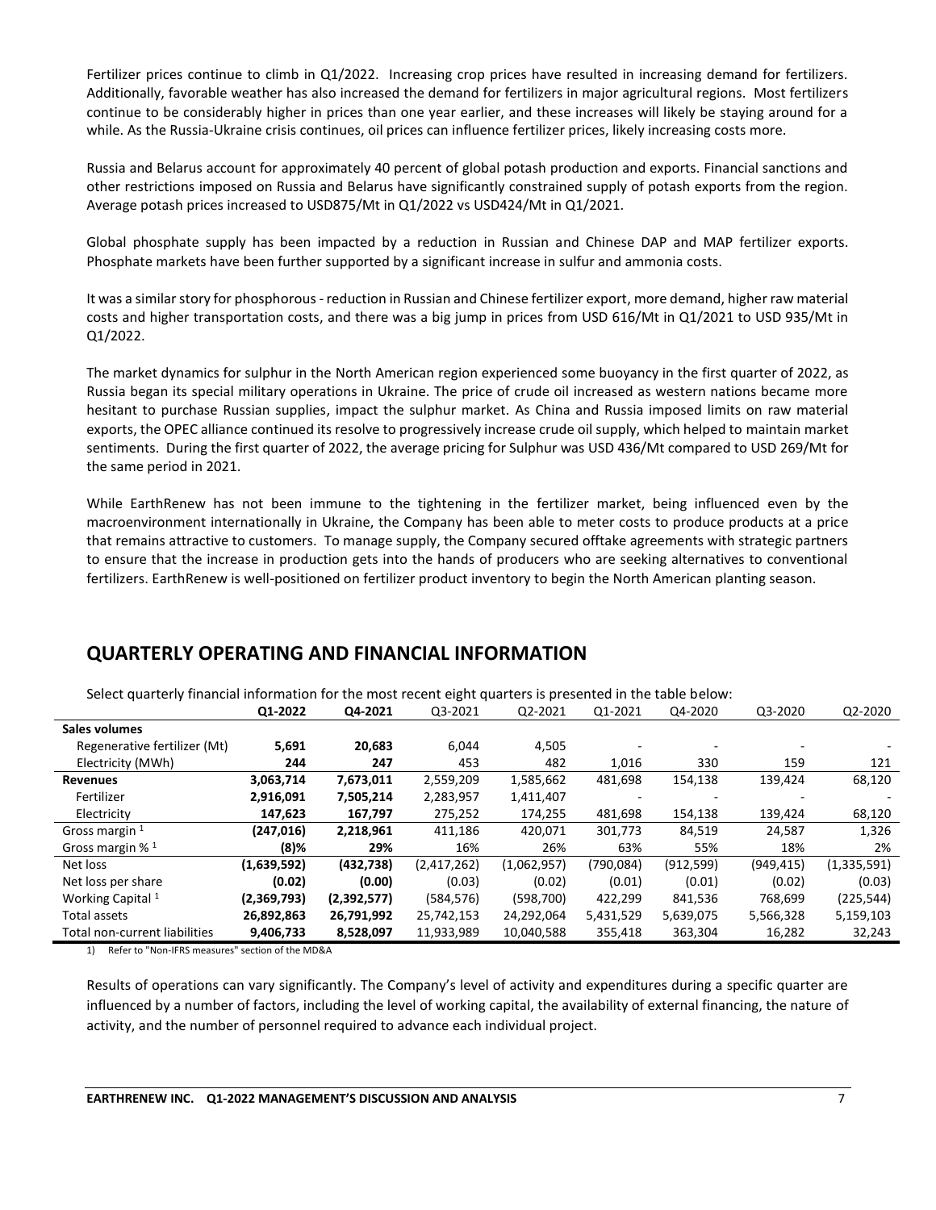Fertilizer prices continue to climb in Q1/2022. Increasing crop prices have resulted in increasing demand for fertilizers. Additionally, favorable weather has also increased the demand for fertilizers in major agricultural regions. Most fertilizers continue to be considerably higher in prices than one year earlier, and these increases will likely be staying around for a while. As the Russia-Ukraine crisis continues, oil prices can influence fertilizer prices, likely increasing costs more.

Russia and Belarus account for approximately 40 percent of global potash production and exports. Financial sanctions and other restrictions imposed on Russia and Belarus have significantly constrained supply of potash exports from the region. Average potash prices increased to USD875/Mt in Q1/2022 vs USD424/Mt in Q1/2021.

Global phosphate supply has been impacted by a reduction in Russian and Chinese DAP and MAP fertilizer exports. Phosphate markets have been further supported by a significant increase in sulfur and ammonia costs.

It was a similar story for phosphorous - reduction in Russian and Chinese fertilizer export, more demand, higher raw material costs and higher transportation costs, and there was a big jump in prices from USD 616/Mt in Q1/2021 to USD 935/Mt in Q1/2022.

The market dynamics for sulphur in the North American region experienced some buoyancy in the first quarter of 2022, as Russia began its special military operations in Ukraine. The price of crude oil increased as western nations became more hesitant to purchase Russian supplies, impact the sulphur market. As China and Russia imposed limits on raw material exports, the OPEC alliance continued its resolve to progressively increase crude oil supply, which helped to maintain market sentiments. During the first quarter of 2022, the average pricing for Sulphur was USD 436/Mt compared to USD 269/Mt for the same period in 2021.

While EarthRenew has not been immune to the tightening in the fertilizer market, being influenced even by the macroenvironment internationally in Ukraine, the Company has been able to meter costs to produce products at a price that remains attractive to customers. To manage supply, the Company secured offtake agreements with strategic partners to ensure that the increase in production gets into the hands of producers who are seeking alternatives to conventional fertilizers. EarthRenew is well-positioned on fertilizer product inventory to begin the North American planting season.

## QUARTERLY OPERATING AND FINANCIAL INFORMATION

Select quarterly financial information for the most recent eight quarters is presented in the table below:

| | Q1-2022 | Q4-2021 | Q3-2021 | Q2-2021 | Q1-2021 | Q4-2020 | Q3-2020 | Q2-2020 |
|---|---|---|---|---|---|---|---|---|
| **Sales volumes** | | | | | | | | |
| Regenerative fertilizer (Mt) | **5,691** | **20,683** | 6,044 | 4,505 | - | - | - | - |
| Electricity (MWh) | **244** | **247** | 453 | 482 | 1,016 | 330 | 159 | 121 |
| **Revenues** | **3,063,714** | **7,673,011** | 2,559,209 | 1,585,662 | 481,698 | 154,138 | 139,424 | 68,120 |
| Fertilizer | **2,916,091** | **7,505,214** | 2,283,957 | 1,411,407 | - | - | - | - |
| Electricity | **147,623** | **167,797** | 275,252 | 174,255 | 481,698 | 154,138 | 139,424 | 68,120 |
| Gross margin [1] | **(247,016)** | **2,218,961** | 411,186 | 420,071 | 301,773 | 84,519 | 24,587 | 1,326 |
| Gross margin % [1] | **(8)%** | **29%** | 16% | 26% | 63% | 55% | 18% | 2% |
| Net loss | **(1,639,592)** | **(432,738)** | (2,417,262) | (1,062,957) | (790,084) | (912,599) | (949,415) | (1,335,591) |
| Net loss per share | **(0.02)** | **(0.00)** | (0.03) | (0.02) | (0.01) | (0.01) | (0.02) | (0.03) |
| Working Capital [1] | **(2,369,793)** | **(2,392,577)** | (584,576) | (598,700) | 422,299 | 841,536 | 768,699 | (225,544) |
| Total assets | **26,892,863** | **26,791,992** | 25,742,153 | 24,292,064 | 5,431,529 | 5,639,075 | 5,566,328 | 5,159,103 |
| Total non-current liabilities | **9,406,733** | **8,528,097** | 11,933,989 | 10,040,588 | 355,418 | 363,304 | 16,282 | 32,243 |

1) Refer to "Non-IFRS measures" section of the MD&A

Results of operations can vary significantly. The Company's level of activity and expenditures during a specific quarter are influenced by a number of factors, including the level of working capital, the availability of external financing, the nature of activity, and the number of personnel required to advance each individual project.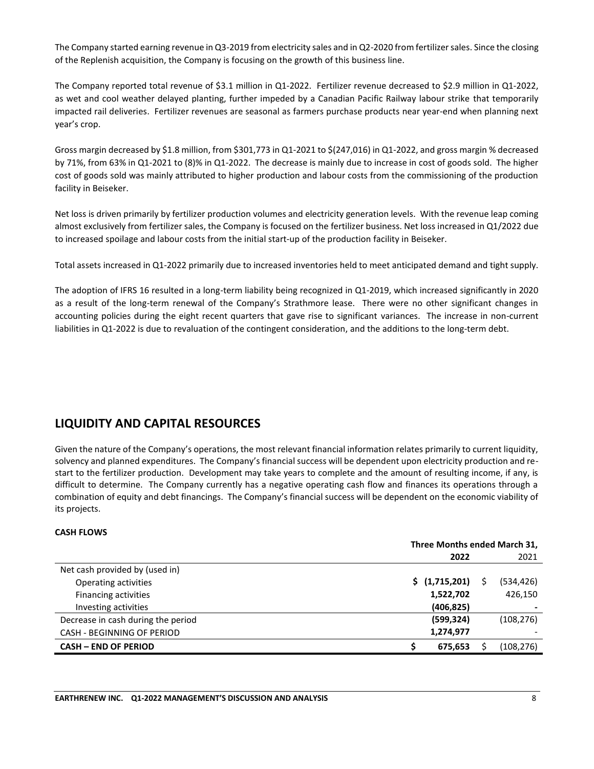The Company started earning revenue in Q3-2019 from electricity sales and in Q2-2020 from fertilizer sales. Since the closing of the Replenish acquisition, the Company is focusing on the growth of this business line.

The Company reported total revenue of $3.1 million in Q1-2022. Fertilizer revenue decreased to $2.9 million in Q1-2022, as wet and cool weather delayed planting, further impeded by a Canadian Pacific Railway labour strike that temporarily impacted rail deliveries. Fertilizer revenues are seasonal as farmers purchase products near year-end when planning next year's crop.

Gross margin decreased by $1.8 million, from $301,773 in Q1-2021 to $(247,016) in Q1-2022, and gross margin % decreased by 71%, from 63% in Q1-2021 to (8)% in Q1-2022. The decrease is mainly due to increase in cost of goods sold. The higher cost of goods sold was mainly attributed to higher production and labour costs from the commissioning of the production facility in Beiseker.

Net loss is driven primarily by fertilizer production volumes and electricity generation levels. With the revenue leap coming almost exclusively from fertilizer sales, the Company is focused on the fertilizer business. Net loss increased in Q1/2022 due to increased spoilage and labour costs from the initial start-up of the production facility in Beiseker.

Total assets increased in Q1-2022 primarily due to increased inventories held to meet anticipated demand and tight supply.

The adoption of IFRS 16 resulted in a long-term liability being recognized in Q1-2019, which increased significantly in 2020 as a result of the long-term renewal of the Company's Strathmore lease. There were no other significant changes in accounting policies during the eight recent quarters that gave rise to significant variances. The increase in non-current liabilities in Q1-2022 is due to revaluation of the contingent consideration, and the additions to the long-term debt.

## LIQUIDITY AND CAPITAL RESOURCES

Given the nature of the Company's operations, the most relevant financial information relates primarily to current liquidity, solvency and planned expenditures. The Company's financial success will be dependent upon electricity production and re-start to the fertilizer production. Development may take years to complete and the amount of resulting income, if any, is difficult to determine. The Company currently has a negative operating cash flow and finances its operations through a combination of equity and debt financings. The Company's financial success will be dependent on the economic viability of its projects.

**CASH FLOWS**

| | Three Months ended March 31, | |
|---|---|---|
| | **2022** | 2021 |
| Net cash provided by (used in) | | |
| Operating activities | **$ (1,715,201)** | $ (534,426) |
| Financing activities | **1,522,702** | 426,150 |
| Investing activities | **(406,825)** | - |
| Decrease in cash during the period | **(599,324)** | (108,276) |
| CASH - BEGINNING OF PERIOD | **1,274,977** | - |
| **CASH – END OF PERIOD** | **$ 675,653** | $ (108,276) |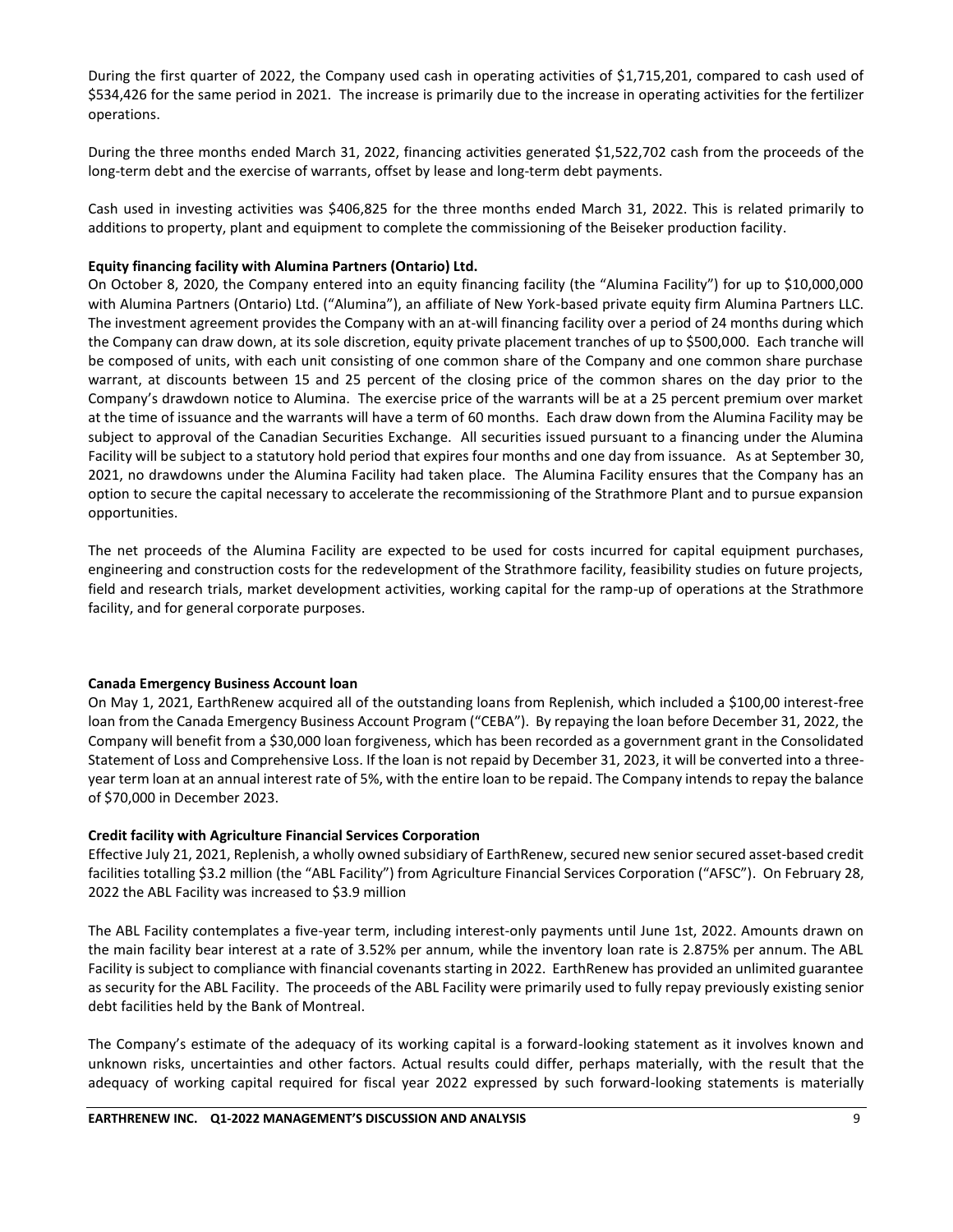During the first quarter of 2022, the Company used cash in operating activities of $1,715,201, compared to cash used of $534,426 for the same period in 2021. The increase is primarily due to the increase in operating activities for the fertilizer operations.

During the three months ended March 31, 2022, financing activities generated $1,522,702 cash from the proceeds of the long-term debt and the exercise of warrants, offset by lease and long-term debt payments.

Cash used in investing activities was $406,825 for the three months ended March 31, 2022. This is related primarily to additions to property, plant and equipment to complete the commissioning of the Beiseker production facility.

**Equity financing facility with Alumina Partners (Ontario) Ltd.**

On October 8, 2020, the Company entered into an equity financing facility (the "Alumina Facility") for up to $10,000,000 with Alumina Partners (Ontario) Ltd. ("Alumina"), an affiliate of New York-based private equity firm Alumina Partners LLC. The investment agreement provides the Company with an at-will financing facility over a period of 24 months during which the Company can draw down, at its sole discretion, equity private placement tranches of up to $500,000. Each tranche will be composed of units, with each unit consisting of one common share of the Company and one common share purchase warrant, at discounts between 15 and 25 percent of the closing price of the common shares on the day prior to the Company's drawdown notice to Alumina. The exercise price of the warrants will be at a 25 percent premium over market at the time of issuance and the warrants will have a term of 60 months. Each draw down from the Alumina Facility may be subject to approval of the Canadian Securities Exchange. All securities issued pursuant to a financing under the Alumina Facility will be subject to a statutory hold period that expires four months and one day from issuance. As at September 30, 2021, no drawdowns under the Alumina Facility had taken place. The Alumina Facility ensures that the Company has an option to secure the capital necessary to accelerate the recommissioning of the Strathmore Plant and to pursue expansion opportunities.

The net proceeds of the Alumina Facility are expected to be used for costs incurred for capital equipment purchases, engineering and construction costs for the redevelopment of the Strathmore facility, feasibility studies on future projects, field and research trials, market development activities, working capital for the ramp-up of operations at the Strathmore facility, and for general corporate purposes.

**Canada Emergency Business Account loan**

On May 1, 2021, EarthRenew acquired all of the outstanding loans from Replenish, which included a $100,00 interest-free loan from the Canada Emergency Business Account Program ("CEBA"). By repaying the loan before December 31, 2022, the Company will benefit from a $30,000 loan forgiveness, which has been recorded as a government grant in the Consolidated Statement of Loss and Comprehensive Loss. If the loan is not repaid by December 31, 2023, it will be converted into a three-year term loan at an annual interest rate of 5%, with the entire loan to be repaid. The Company intends to repay the balance of $70,000 in December 2023.

**Credit facility with Agriculture Financial Services Corporation**

Effective July 21, 2021, Replenish, a wholly owned subsidiary of EarthRenew, secured new senior secured asset-based credit facilities totalling $3.2 million (the "ABL Facility") from Agriculture Financial Services Corporation ("AFSC"). On February 28, 2022 the ABL Facility was increased to $3.9 million

The ABL Facility contemplates a five-year term, including interest-only payments until June 1st, 2022. Amounts drawn on the main facility bear interest at a rate of 3.52% per annum, while the inventory loan rate is 2.875% per annum. The ABL Facility is subject to compliance with financial covenants starting in 2022. EarthRenew has provided an unlimited guarantee as security for the ABL Facility. The proceeds of the ABL Facility were primarily used to fully repay previously existing senior debt facilities held by the Bank of Montreal.

The Company's estimate of the adequacy of its working capital is a forward-looking statement as it involves known and unknown risks, uncertainties and other factors. Actual results could differ, perhaps materially, with the result that the adequacy of working capital required for fiscal year 2022 expressed by such forward-looking statements is materially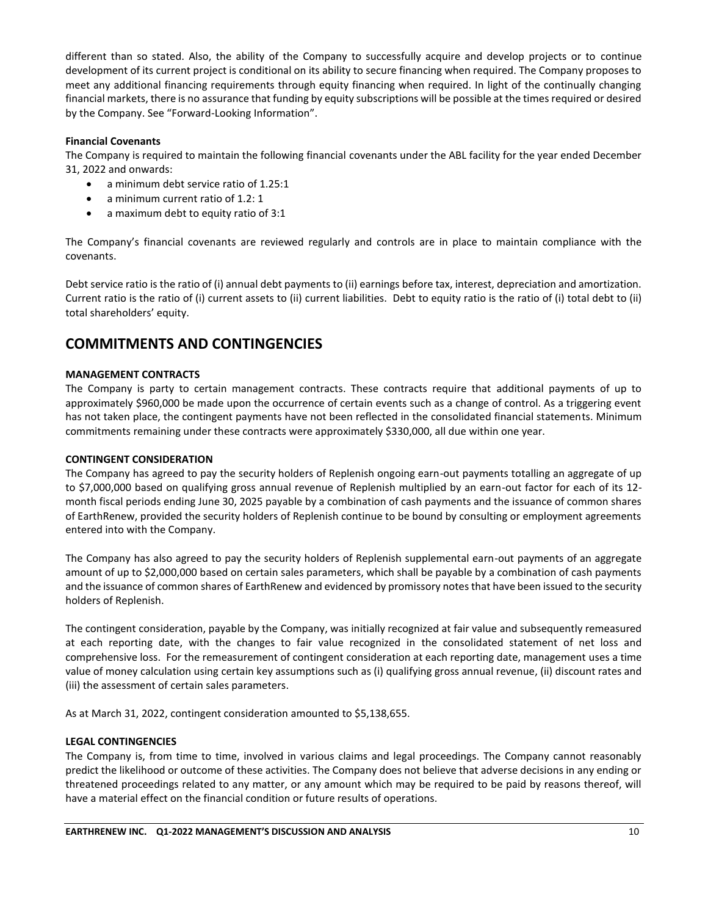different than so stated. Also, the ability of the Company to successfully acquire and develop projects or to continue development of its current project is conditional on its ability to secure financing when required. The Company proposes to meet any additional financing requirements through equity financing when required. In light of the continually changing financial markets, there is no assurance that funding by equity subscriptions will be possible at the times required or desired by the Company. See "Forward-Looking Information".

**Financial Covenants**

The Company is required to maintain the following financial covenants under the ABL facility for the year ended December 31, 2022 and onwards:

- a minimum debt service ratio of 1.25:1
- a minimum current ratio of 1.2: 1
- a maximum debt to equity ratio of 3:1

The Company's financial covenants are reviewed regularly and controls are in place to maintain compliance with the covenants.

Debt service ratio is the ratio of (i) annual debt payments to (ii) earnings before tax, interest, depreciation and amortization. Current ratio is the ratio of (i) current assets to (ii) current liabilities. Debt to equity ratio is the ratio of (i) total debt to (ii) total shareholders' equity.

# COMMITMENTS AND CONTINGENCIES

**MANAGEMENT CONTRACTS**

The Company is party to certain management contracts. These contracts require that additional payments of up to approximately $960,000 be made upon the occurrence of certain events such as a change of control. As a triggering event has not taken place, the contingent payments have not been reflected in the consolidated financial statements. Minimum commitments remaining under these contracts were approximately $330,000, all due within one year.

**CONTINGENT CONSIDERATION**

The Company has agreed to pay the security holders of Replenish ongoing earn-out payments totalling an aggregate of up to $7,000,000 based on qualifying gross annual revenue of Replenish multiplied by an earn-out factor for each of its 12-month fiscal periods ending June 30, 2025 payable by a combination of cash payments and the issuance of common shares of EarthRenew, provided the security holders of Replenish continue to be bound by consulting or employment agreements entered into with the Company.

The Company has also agreed to pay the security holders of Replenish supplemental earn-out payments of an aggregate amount of up to $2,000,000 based on certain sales parameters, which shall be payable by a combination of cash payments and the issuance of common shares of EarthRenew and evidenced by promissory notes that have been issued to the security holders of Replenish.

The contingent consideration, payable by the Company, was initially recognized at fair value and subsequently remeasured at each reporting date, with the changes to fair value recognized in the consolidated statement of net loss and comprehensive loss. For the remeasurement of contingent consideration at each reporting date, management uses a time value of money calculation using certain key assumptions such as (i) qualifying gross annual revenue, (ii) discount rates and (iii) the assessment of certain sales parameters.

As at March 31, 2022, contingent consideration amounted to $5,138,655.

**LEGAL CONTINGENCIES**

The Company is, from time to time, involved in various claims and legal proceedings. The Company cannot reasonably predict the likelihood or outcome of these activities. The Company does not believe that adverse decisions in any ending or threatened proceedings related to any matter, or any amount which may be required to be paid by reasons thereof, will have a material effect on the financial condition or future results of operations.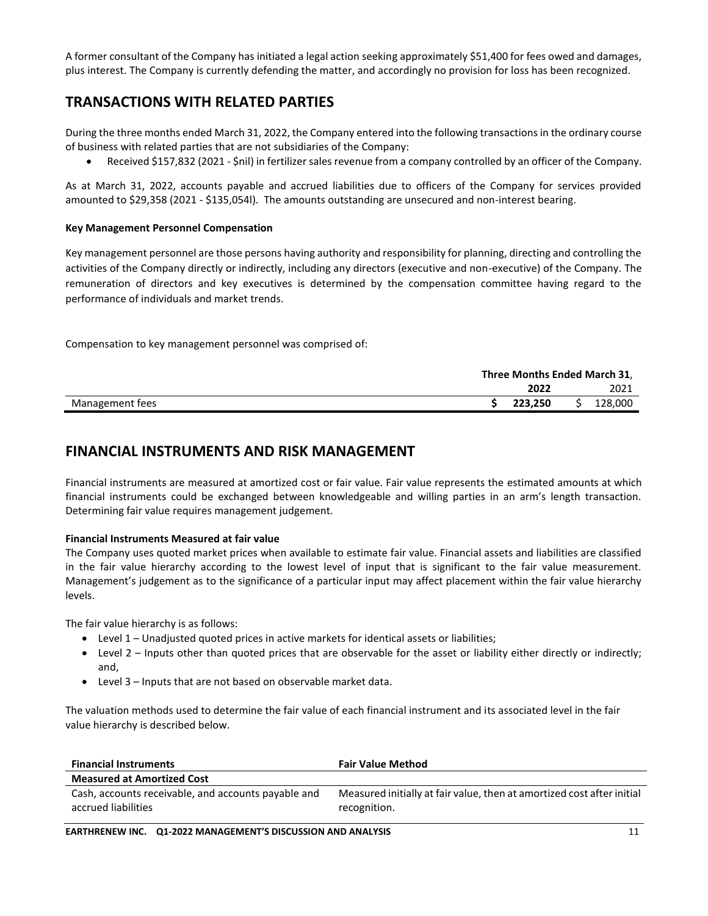A former consultant of the Company has initiated a legal action seeking approximately $51,400 for fees owed and damages, plus interest. The Company is currently defending the matter, and accordingly no provision for loss has been recognized.

# TRANSACTIONS WITH RELATED PARTIES

During the three months ended March 31, 2022, the Company entered into the following transactions in the ordinary course of business with related parties that are not subsidiaries of the Company:

- Received $157,832 (2021 - $nil) in fertilizer sales revenue from a company controlled by an officer of the Company.

As at March 31, 2022, accounts payable and accrued liabilities due to officers of the Company for services provided amounted to $29,358 (2021 - $135,054l). The amounts outstanding are unsecured and non-interest bearing.

**Key Management Personnel Compensation**

Key management personnel are those persons having authority and responsibility for planning, directing and controlling the activities of the Company directly or indirectly, including any directors (executive and non-executive) of the Company. The remuneration of directors and key executives is determined by the compensation committee having regard to the performance of individuals and market trends.

Compensation to key management personnel was comprised of:

| | Three Months Ended March 31, | |
|---|---|---|
| | **2022** | 2021 |
| Management fees | **$ 223,250** | $ 128,000 |

# FINANCIAL INSTRUMENTS AND RISK MANAGEMENT

Financial instruments are measured at amortized cost or fair value. Fair value represents the estimated amounts at which financial instruments could be exchanged between knowledgeable and willing parties in an arm's length transaction. Determining fair value requires management judgement.

**Financial Instruments Measured at fair value**

The Company uses quoted market prices when available to estimate fair value. Financial assets and liabilities are classified in the fair value hierarchy according to the lowest level of input that is significant to the fair value measurement. Management's judgement as to the significance of a particular input may affect placement within the fair value hierarchy levels.

The fair value hierarchy is as follows:

- Level 1 – Unadjusted quoted prices in active markets for identical assets or liabilities;
- Level 2 – Inputs other than quoted prices that are observable for the asset or liability either directly or indirectly; and,
- Level 3 – Inputs that are not based on observable market data.

The valuation methods used to determine the fair value of each financial instrument and its associated level in the fair value hierarchy is described below.

| Financial Instruments | Fair Value Method |
|---|---|
| **Measured at Amortized Cost** | |
| Cash, accounts receivable, and accounts payable and accrued liabilities | Measured initially at fair value, then at amortized cost after initial recognition. |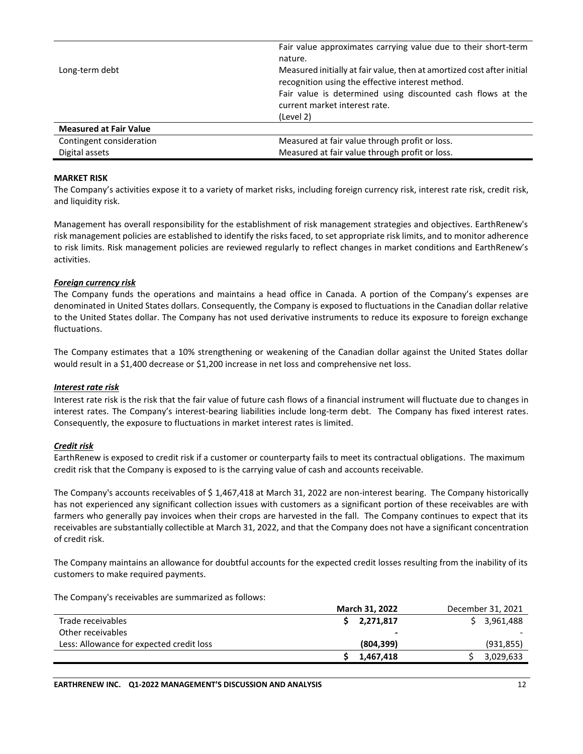| | |
|---|---|
| Long-term debt | Fair value approximates carrying value due to their short-term nature.<br>Measured initially at fair value, then at amortized cost after initial recognition using the effective interest method.<br>Fair value is determined using discounted cash flows at the current market interest rate.<br>(Level 2) |
| **Measured at Fair Value** | |
| Contingent consideration | Measured at fair value through profit or loss. |
| Digital assets | Measured at fair value through profit or loss. |

**MARKET RISK**

The Company's activities expose it to a variety of market risks, including foreign currency risk, interest rate risk, credit risk, and liquidity risk.

Management has overall responsibility for the establishment of risk management strategies and objectives. EarthRenew's risk management policies are established to identify the risks faced, to set appropriate risk limits, and to monitor adherence to risk limits. Risk management policies are reviewed regularly to reflect changes in market conditions and EarthRenew's activities.

***Foreign currency risk***

The Company funds the operations and maintains a head office in Canada. A portion of the Company's expenses are denominated in United States dollars. Consequently, the Company is exposed to fluctuations in the Canadian dollar relative to the United States dollar. The Company has not used derivative instruments to reduce its exposure to foreign exchange fluctuations.

The Company estimates that a 10% strengthening or weakening of the Canadian dollar against the United States dollar would result in a $1,400 decrease or $1,200 increase in net loss and comprehensive net loss.

***Interest rate risk***

Interest rate risk is the risk that the fair value of future cash flows of a financial instrument will fluctuate due to changes in interest rates. The Company's interest-bearing liabilities include long-term debt. The Company has fixed interest rates. Consequently, the exposure to fluctuations in market interest rates is limited.

***Credit risk***

EarthRenew is exposed to credit risk if a customer or counterparty fails to meet its contractual obligations. The maximum credit risk that the Company is exposed to is the carrying value of cash and accounts receivable.

The Company's accounts receivables of $ 1,467,418 at March 31, 2022 are non-interest bearing. The Company historically has not experienced any significant collection issues with customers as a significant portion of these receivables are with farmers who generally pay invoices when their crops are harvested in the fall. The Company continues to expect that its receivables are substantially collectible at March 31, 2022, and that the Company does not have a significant concentration of credit risk.

The Company maintains an allowance for doubtful accounts for the expected credit losses resulting from the inability of its customers to make required payments.

The Company's receivables are summarized as follows:

| | **March 31, 2022** | December 31, 2021 |
|---|---|---|
| Trade receivables | **$ 2,271,817** | $ 3,961,488 |
| Other receivables | **-** | - |
| Less: Allowance for expected credit loss | **(804,399)** | (931,855) |
| | **$ 1,467,418** | $ 3,029,633 |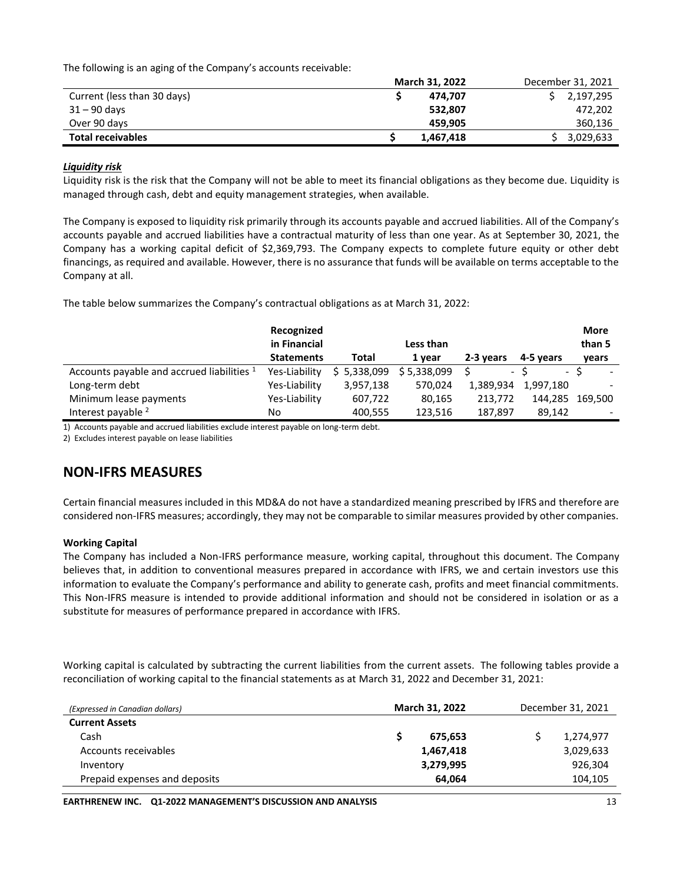The following is an aging of the Company's accounts receivable:

| | March 31, 2022 | December 31, 2021 |
|---|---|---|
| Current (less than 30 days) | **$ 474,707** | $ 2,197,295 |
| 31 – 90 days | **532,807** | 472,202 |
| Over 90 days | **459,905** | 360,136 |
| **Total receivables** | **$ 1,467,418** | $ 3,029,633 |

***Liquidity risk***

Liquidity risk is the risk that the Company will not be able to meet its financial obligations as they become due. Liquidity is managed through cash, debt and equity management strategies, when available.

The Company is exposed to liquidity risk primarily through its accounts payable and accrued liabilities. All of the Company's accounts payable and accrued liabilities have a contractual maturity of less than one year. As at September 30, 2021, the Company has a working capital deficit of $2,369,793. The Company expects to complete future equity or other debt financings, as required and available. However, there is no assurance that funds will be available on terms acceptable to the Company at all.

The table below summarizes the Company's contractual obligations as at March 31, 2022:

| | Recognized in Financial Statements | Total | Less than 1 year | 2-3 years | 4-5 years | More than 5 years |
|---|---|---|---|---|---|---|
| Accounts payable and accrued liabilities [1] | Yes-Liability | $ 5,338,099 | $ 5,338,099 | $ - | $ - | $ - |
| Long-term debt | Yes-Liability | 3,957,138 | 570,024 | 1,389,934 | 1,997,180 | - |
| Minimum lease payments | Yes-Liability | 607,722 | 80,165 | 213,772 | 144,285 | 169,500 |
| Interest payable [2] | No | 400,555 | 123,516 | 187,897 | 89,142 | - |

1) Accounts payable and accrued liabilities exclude interest payable on long-term debt.
2) Excludes interest payable on lease liabilities

# NON-IFRS MEASURES

Certain financial measures included in this MD&A do not have a standardized meaning prescribed by IFRS and therefore are considered non-IFRS measures; accordingly, they may not be comparable to similar measures provided by other companies.

**Working Capital**

The Company has included a Non-IFRS performance measure, working capital, throughout this document. The Company believes that, in addition to conventional measures prepared in accordance with IFRS, we and certain investors use this information to evaluate the Company's performance and ability to generate cash, profits and meet financial commitments. This Non-IFRS measure is intended to provide additional information and should not be considered in isolation or as a substitute for measures of performance prepared in accordance with IFRS.

Working capital is calculated by subtracting the current liabilities from the current assets. The following tables provide a reconciliation of working capital to the financial statements as at March 31, 2022 and December 31, 2021:

| *(Expressed in Canadian dollars)* | March 31, 2022 | December 31, 2021 |
|---|---|---|
| **Current Assets** | | |
| Cash | **$ 675,653** | $ 1,274,977 |
| Accounts receivables | **1,467,418** | 3,029,633 |
| Inventory | **3,279,995** | 926,304 |
| Prepaid expenses and deposits | **64,064** | 104,105 |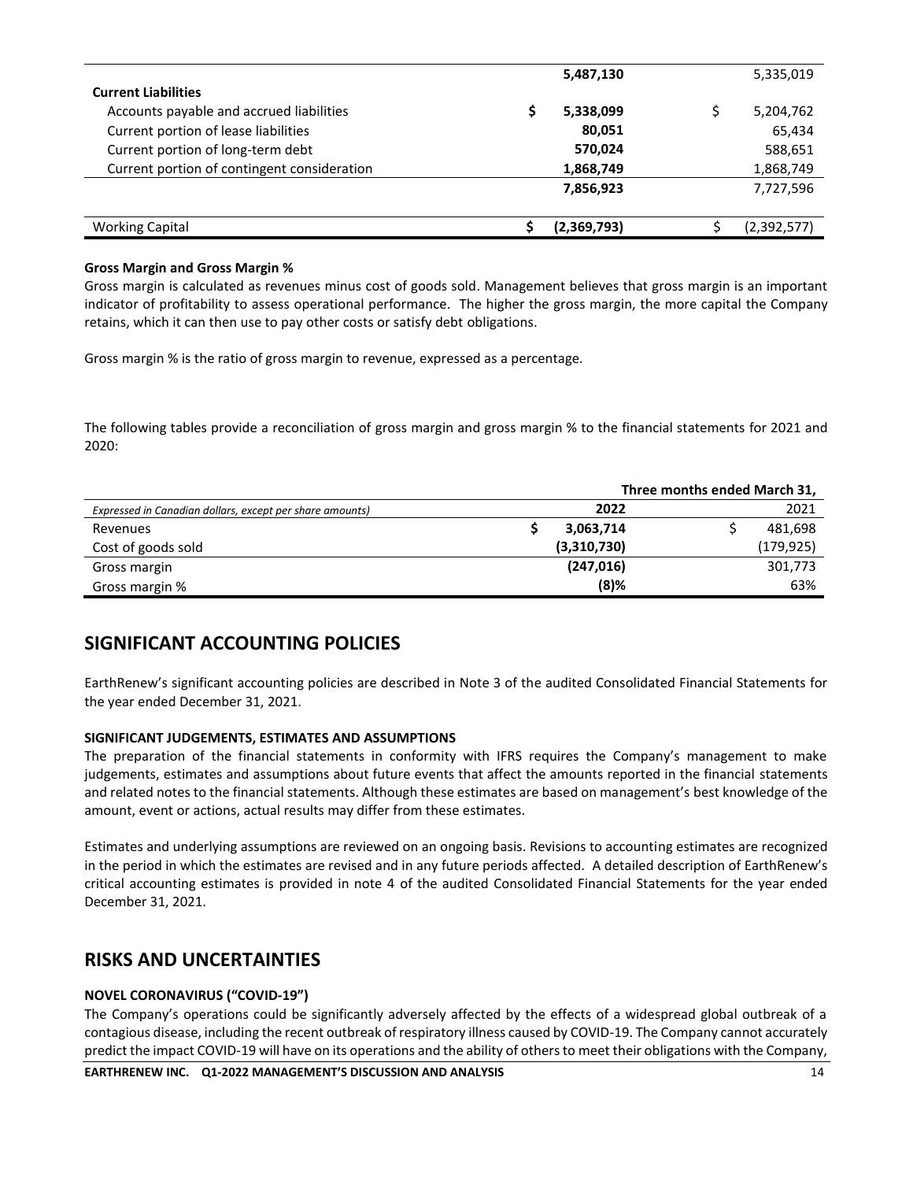| | | |
|---|---|---|
| | **5,487,130** | 5,335,019 |
| **Current Liabilities** | | |
| Accounts payable and accrued liabilities | **$ 5,338,099** | $ 5,204,762 |
| Current portion of lease liabilities | **80,051** | 65,434 |
| Current portion of long-term debt | **570,024** | 588,651 |
| Current portion of contingent consideration | **1,868,749** | 1,868,749 |
| | **7,856,923** | 7,727,596 |
| Working Capital | **$ (2,369,793)** | $ (2,392,577) |

**Gross Margin and Gross Margin %**

Gross margin is calculated as revenues minus cost of goods sold. Management believes that gross margin is an important indicator of profitability to assess operational performance. The higher the gross margin, the more capital the Company retains, which it can then use to pay other costs or satisfy debt obligations.

Gross margin % is the ratio of gross margin to revenue, expressed as a percentage.

The following tables provide a reconciliation of gross margin and gross margin % to the financial statements for 2021 and 2020:

| | **Three months ended March 31,** | |
|---|---|---|
| *Expressed in Canadian dollars, except per share amounts)* | **2022** | 2021 |
| Revenues | **$ 3,063,714** | $ 481,698 |
| Cost of goods sold | **(3,310,730)** | (179,925) |
| Gross margin | **(247,016)** | 301,773 |
| Gross margin % | **(8)%** | 63% |

## SIGNIFICANT ACCOUNTING POLICIES

EarthRenew's significant accounting policies are described in Note 3 of the audited Consolidated Financial Statements for the year ended December 31, 2021.

**SIGNIFICANT JUDGEMENTS, ESTIMATES AND ASSUMPTIONS**

The preparation of the financial statements in conformity with IFRS requires the Company's management to make judgements, estimates and assumptions about future events that affect the amounts reported in the financial statements and related notes to the financial statements. Although these estimates are based on management's best knowledge of the amount, event or actions, actual results may differ from these estimates.

Estimates and underlying assumptions are reviewed on an ongoing basis. Revisions to accounting estimates are recognized in the period in which the estimates are revised and in any future periods affected. A detailed description of EarthRenew's critical accounting estimates is provided in note 4 of the audited Consolidated Financial Statements for the year ended December 31, 2021.

## RISKS AND UNCERTAINTIES

**NOVEL CORONAVIRUS ("COVID-19")**

The Company's operations could be significantly adversely affected by the effects of a widespread global outbreak of a contagious disease, including the recent outbreak of respiratory illness caused by COVID-19. The Company cannot accurately predict the impact COVID-19 will have on its operations and the ability of others to meet their obligations with the Company,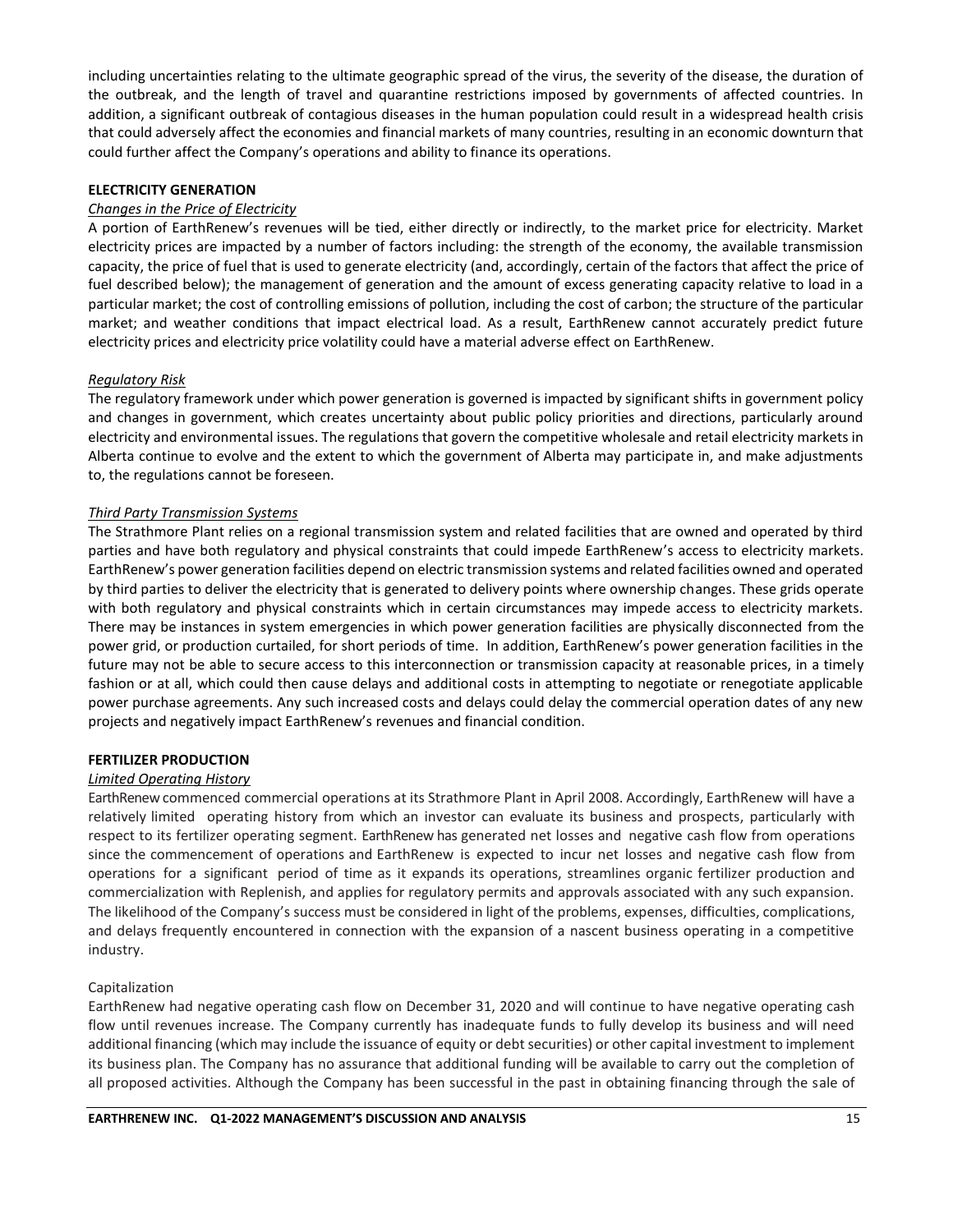including uncertainties relating to the ultimate geographic spread of the virus, the severity of the disease, the duration of the outbreak, and the length of travel and quarantine restrictions imposed by governments of affected countries. In addition, a significant outbreak of contagious diseases in the human population could result in a widespread health crisis that could adversely affect the economies and financial markets of many countries, resulting in an economic downturn that could further affect the Company's operations and ability to finance its operations.

**ELECTRICITY GENERATION**

*Changes in the Price of Electricity*

A portion of EarthRenew's revenues will be tied, either directly or indirectly, to the market price for electricity. Market electricity prices are impacted by a number of factors including: the strength of the economy, the available transmission capacity, the price of fuel that is used to generate electricity (and, accordingly, certain of the factors that affect the price of fuel described below); the management of generation and the amount of excess generating capacity relative to load in a particular market; the cost of controlling emissions of pollution, including the cost of carbon; the structure of the particular market; and weather conditions that impact electrical load. As a result, EarthRenew cannot accurately predict future electricity prices and electricity price volatility could have a material adverse effect on EarthRenew.

*Regulatory Risk*

The regulatory framework under which power generation is governed is impacted by significant shifts in government policy and changes in government, which creates uncertainty about public policy priorities and directions, particularly around electricity and environmental issues. The regulations that govern the competitive wholesale and retail electricity markets in Alberta continue to evolve and the extent to which the government of Alberta may participate in, and make adjustments to, the regulations cannot be foreseen.

*Third Party Transmission Systems*

The Strathmore Plant relies on a regional transmission system and related facilities that are owned and operated by third parties and have both regulatory and physical constraints that could impede EarthRenew's access to electricity markets. EarthRenew's power generation facilities depend on electric transmission systems and related facilities owned and operated by third parties to deliver the electricity that is generated to delivery points where ownership changes. These grids operate with both regulatory and physical constraints which in certain circumstances may impede access to electricity markets. There may be instances in system emergencies in which power generation facilities are physically disconnected from the power grid, or production curtailed, for short periods of time. In addition, EarthRenew's power generation facilities in the future may not be able to secure access to this interconnection or transmission capacity at reasonable prices, in a timely fashion or at all, which could then cause delays and additional costs in attempting to negotiate or renegotiate applicable power purchase agreements. Any such increased costs and delays could delay the commercial operation dates of any new projects and negatively impact EarthRenew's revenues and financial condition.

**FERTILIZER PRODUCTION**

*Limited Operating History*

EarthRenew commenced commercial operations at its Strathmore Plant in April 2008. Accordingly, EarthRenew will have a relatively limited operating history from which an investor can evaluate its business and prospects, particularly with respect to its fertilizer operating segment. EarthRenew has generated net losses and negative cash flow from operations since the commencement of operations and EarthRenew is expected to incur net losses and negative cash flow from operations for a significant period of time as it expands its operations, streamlines organic fertilizer production and commercialization with Replenish, and applies for regulatory permits and approvals associated with any such expansion. The likelihood of the Company's success must be considered in light of the problems, expenses, difficulties, complications, and delays frequently encountered in connection with the expansion of a nascent business operating in a competitive industry.

Capitalization

EarthRenew had negative operating cash flow on December 31, 2020 and will continue to have negative operating cash flow until revenues increase. The Company currently has inadequate funds to fully develop its business and will need additional financing (which may include the issuance of equity or debt securities) or other capital investment to implement its business plan. The Company has no assurance that additional funding will be available to carry out the completion of all proposed activities. Although the Company has been successful in the past in obtaining financing through the sale of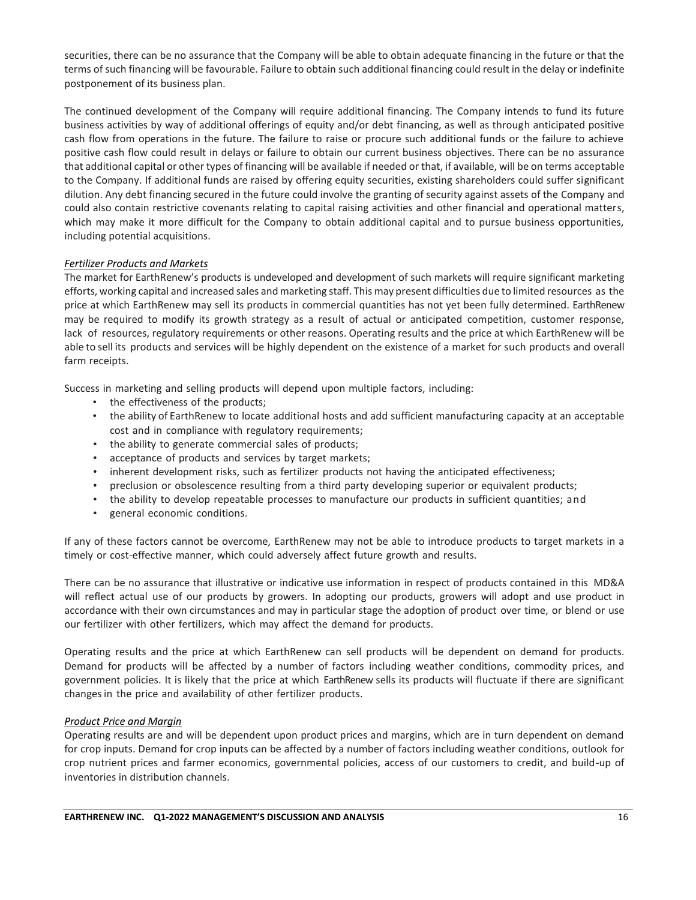securities, there can be no assurance that the Company will be able to obtain adequate financing in the future or that the terms of such financing will be favourable. Failure to obtain such additional financing could result in the delay or indefinite postponement of its business plan.

The continued development of the Company will require additional financing. The Company intends to fund its future business activities by way of additional offerings of equity and/or debt financing, as well as through anticipated positive cash flow from operations in the future. The failure to raise or procure such additional funds or the failure to achieve positive cash flow could result in delays or failure to obtain our current business objectives. There can be no assurance that additional capital or other types of financing will be available if needed or that, if available, will be on terms acceptable to the Company. If additional funds are raised by offering equity securities, existing shareholders could suffer significant dilution. Any debt financing secured in the future could involve the granting of security against assets of the Company and could also contain restrictive covenants relating to capital raising activities and other financial and operational matters, which may make it more difficult for the Company to obtain additional capital and to pursue business opportunities, including potential acquisitions.

*Fertilizer Products and Markets*

The market for EarthRenew's products is undeveloped and development of such markets will require significant marketing efforts, working capital and increased sales and marketing staff. This may present difficulties due to limited resources as the price at which EarthRenew may sell its products in commercial quantities has not yet been fully determined. EarthRenew may be required to modify its growth strategy as a result of actual or anticipated competition, customer response, lack of resources, regulatory requirements or other reasons. Operating results and the price at which EarthRenew will be able to sell its products and services will be highly dependent on the existence of a market for such products and overall farm receipts.

Success in marketing and selling products will depend upon multiple factors, including:

- the effectiveness of the products;
- the ability of EarthRenew to locate additional hosts and add sufficient manufacturing capacity at an acceptable cost and in compliance with regulatory requirements;
- the ability to generate commercial sales of products;
- acceptance of products and services by target markets;
- inherent development risks, such as fertilizer products not having the anticipated effectiveness;
- preclusion or obsolescence resulting from a third party developing superior or equivalent products;
- the ability to develop repeatable processes to manufacture our products in sufficient quantities; and
- general economic conditions.

If any of these factors cannot be overcome, EarthRenew may not be able to introduce products to target markets in a timely or cost-effective manner, which could adversely affect future growth and results.

There can be no assurance that illustrative or indicative use information in respect of products contained in this MD&A will reflect actual use of our products by growers. In adopting our products, growers will adopt and use product in accordance with their own circumstances and may in particular stage the adoption of product over time, or blend or use our fertilizer with other fertilizers, which may affect the demand for products.

Operating results and the price at which EarthRenew can sell products will be dependent on demand for products. Demand for products will be affected by a number of factors including weather conditions, commodity prices, and government policies. It is likely that the price at which EarthRenew sells its products will fluctuate if there are significant changes in the price and availability of other fertilizer products.

*Product Price and Margin*

Operating results are and will be dependent upon product prices and margins, which are in turn dependent on demand for crop inputs. Demand for crop inputs can be affected by a number of factors including weather conditions, outlook for crop nutrient prices and farmer economics, governmental policies, access of our customers to credit, and build-up of inventories in distribution channels.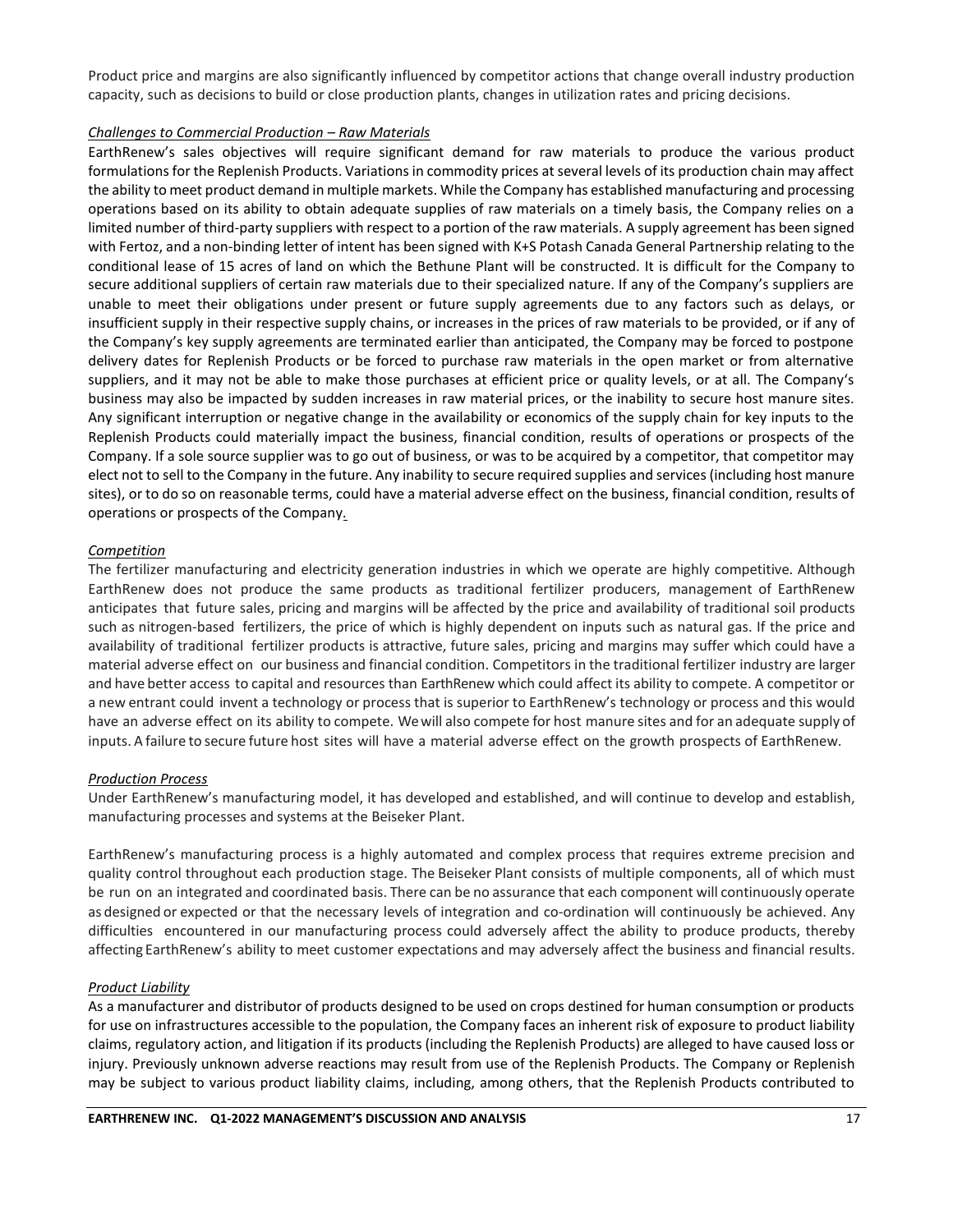Product price and margins are also significantly influenced by competitor actions that change overall industry production capacity, such as decisions to build or close production plants, changes in utilization rates and pricing decisions.

*Challenges to Commercial Production – Raw Materials*

EarthRenew's sales objectives will require significant demand for raw materials to produce the various product formulations for the Replenish Products. Variations in commodity prices at several levels of its production chain may affect the ability to meet product demand in multiple markets. While the Company has established manufacturing and processing operations based on its ability to obtain adequate supplies of raw materials on a timely basis, the Company relies on a limited number of third-party suppliers with respect to a portion of the raw materials. A supply agreement has been signed with Fertoz, and a non-binding letter of intent has been signed with K+S Potash Canada General Partnership relating to the conditional lease of 15 acres of land on which the Bethune Plant will be constructed. It is difficult for the Company to secure additional suppliers of certain raw materials due to their specialized nature. If any of the Company's suppliers are unable to meet their obligations under present or future supply agreements due to any factors such as delays, or insufficient supply in their respective supply chains, or increases in the prices of raw materials to be provided, or if any of the Company's key supply agreements are terminated earlier than anticipated, the Company may be forced to postpone delivery dates for Replenish Products or be forced to purchase raw materials in the open market or from alternative suppliers, and it may not be able to make those purchases at efficient price or quality levels, or at all. The Company's business may also be impacted by sudden increases in raw material prices, or the inability to secure host manure sites. Any significant interruption or negative change in the availability or economics of the supply chain for key inputs to the Replenish Products could materially impact the business, financial condition, results of operations or prospects of the Company. If a sole source supplier was to go out of business, or was to be acquired by a competitor, that competitor may elect not to sell to the Company in the future. Any inability to secure required supplies and services (including host manure sites), or to do so on reasonable terms, could have a material adverse effect on the business, financial condition, results of operations or prospects of the Company.

*Competition*

The fertilizer manufacturing and electricity generation industries in which we operate are highly competitive. Although EarthRenew does not produce the same products as traditional fertilizer producers, management of EarthRenew anticipates that future sales, pricing and margins will be affected by the price and availability of traditional soil products such as nitrogen-based fertilizers, the price of which is highly dependent on inputs such as natural gas. If the price and availability of traditional fertilizer products is attractive, future sales, pricing and margins may suffer which could have a material adverse effect on our business and financial condition. Competitors in the traditional fertilizer industry are larger and have better access to capital and resources than EarthRenew which could affect its ability to compete. A competitor or a new entrant could invent a technology or process that is superior to EarthRenew's technology or process and this would have an adverse effect on its ability to compete. We will also compete for host manure sites and for an adequate supply of inputs. A failure to secure future host sites will have a material adverse effect on the growth prospects of EarthRenew.

*Production Process*

Under EarthRenew's manufacturing model, it has developed and established, and will continue to develop and establish, manufacturing processes and systems at the Beiseker Plant.

EarthRenew's manufacturing process is a highly automated and complex process that requires extreme precision and quality control throughout each production stage. The Beiseker Plant consists of multiple components, all of which must be run on an integrated and coordinated basis. There can be no assurance that each component will continuously operate as designed or expected or that the necessary levels of integration and co-ordination will continuously be achieved. Any difficulties encountered in our manufacturing process could adversely affect the ability to produce products, thereby affecting EarthRenew's ability to meet customer expectations and may adversely affect the business and financial results.

*Product Liability*

As a manufacturer and distributor of products designed to be used on crops destined for human consumption or products for use on infrastructures accessible to the population, the Company faces an inherent risk of exposure to product liability claims, regulatory action, and litigation if its products (including the Replenish Products) are alleged to have caused loss or injury. Previously unknown adverse reactions may result from use of the Replenish Products. The Company or Replenish may be subject to various product liability claims, including, among others, that the Replenish Products contributed to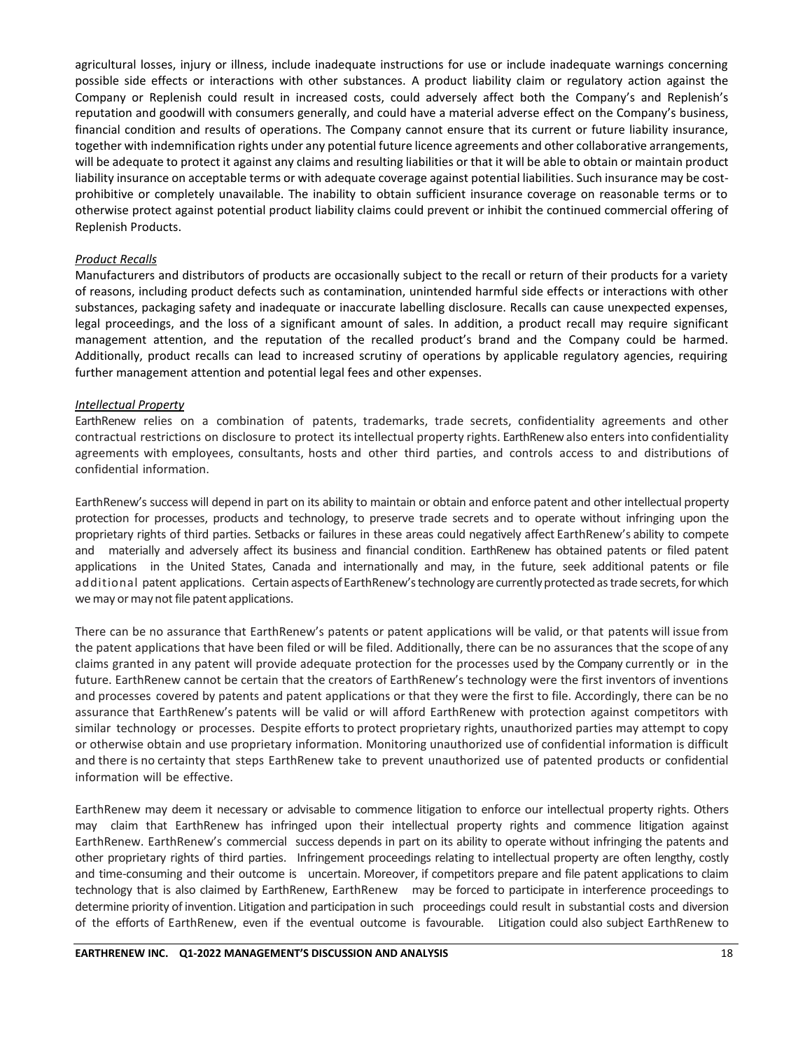agricultural losses, injury or illness, include inadequate instructions for use or include inadequate warnings concerning possible side effects or interactions with other substances. A product liability claim or regulatory action against the Company or Replenish could result in increased costs, could adversely affect both the Company's and Replenish's reputation and goodwill with consumers generally, and could have a material adverse effect on the Company's business, financial condition and results of operations. The Company cannot ensure that its current or future liability insurance, together with indemnification rights under any potential future licence agreements and other collaborative arrangements, will be adequate to protect it against any claims and resulting liabilities or that it will be able to obtain or maintain product liability insurance on acceptable terms or with adequate coverage against potential liabilities. Such insurance may be cost-prohibitive or completely unavailable. The inability to obtain sufficient insurance coverage on reasonable terms or to otherwise protect against potential product liability claims could prevent or inhibit the continued commercial offering of Replenish Products.

*Product Recalls*

Manufacturers and distributors of products are occasionally subject to the recall or return of their products for a variety of reasons, including product defects such as contamination, unintended harmful side effects or interactions with other substances, packaging safety and inadequate or inaccurate labelling disclosure. Recalls can cause unexpected expenses, legal proceedings, and the loss of a significant amount of sales. In addition, a product recall may require significant management attention, and the reputation of the recalled product's brand and the Company could be harmed. Additionally, product recalls can lead to increased scrutiny of operations by applicable regulatory agencies, requiring further management attention and potential legal fees and other expenses.

*Intellectual Property*

EarthRenew relies on a combination of patents, trademarks, trade secrets, confidentiality agreements and other contractual restrictions on disclosure to protect its intellectual property rights. EarthRenew also enters into confidentiality agreements with employees, consultants, hosts and other third parties, and controls access to and distributions of confidential information.

EarthRenew's success will depend in part on its ability to maintain or obtain and enforce patent and other intellectual property protection for processes, products and technology, to preserve trade secrets and to operate without infringing upon the proprietary rights of third parties. Setbacks or failures in these areas could negatively affect EarthRenew's ability to compete and materially and adversely affect its business and financial condition. EarthRenew has obtained patents or filed patent applications in the United States, Canada and internationally and may, in the future, seek additional patents or file additional patent applications. Certain aspects of EarthRenew's technology are currently protected as trade secrets, for which we may or may not file patent applications.

There can be no assurance that EarthRenew's patents or patent applications will be valid, or that patents will issue from the patent applications that have been filed or will be filed. Additionally, there can be no assurances that the scope of any claims granted in any patent will provide adequate protection for the processes used by the Company currently or in the future. EarthRenew cannot be certain that the creators of EarthRenew's technology were the first inventors of inventions and processes covered by patents and patent applications or that they were the first to file. Accordingly, there can be no assurance that EarthRenew's patents will be valid or will afford EarthRenew with protection against competitors with similar technology or processes. Despite efforts to protect proprietary rights, unauthorized parties may attempt to copy or otherwise obtain and use proprietary information. Monitoring unauthorized use of confidential information is difficult and there is no certainty that steps EarthRenew take to prevent unauthorized use of patented products or confidential information will be effective.

EarthRenew may deem it necessary or advisable to commence litigation to enforce our intellectual property rights. Others may claim that EarthRenew has infringed upon their intellectual property rights and commence litigation against EarthRenew. EarthRenew's commercial success depends in part on its ability to operate without infringing the patents and other proprietary rights of third parties. Infringement proceedings relating to intellectual property are often lengthy, costly and time-consuming and their outcome is uncertain. Moreover, if competitors prepare and file patent applications to claim technology that is also claimed by EarthRenew, EarthRenew may be forced to participate in interference proceedings to determine priority of invention. Litigation and participation in such proceedings could result in substantial costs and diversion of the efforts of EarthRenew, even if the eventual outcome is favourable. Litigation could also subject EarthRenew to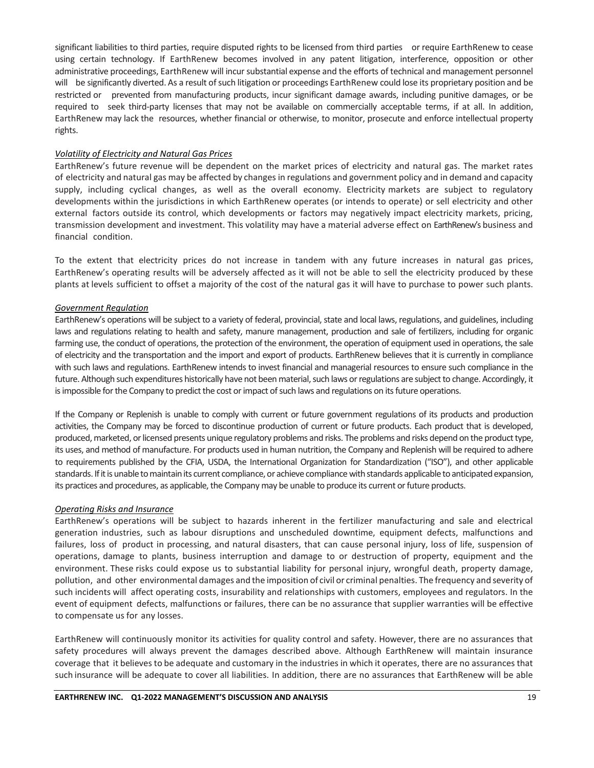significant liabilities to third parties, require disputed rights to be licensed from third parties or require EarthRenew to cease using certain technology. If EarthRenew becomes involved in any patent litigation, interference, opposition or other administrative proceedings, EarthRenew will incur substantial expense and the efforts of technical and management personnel will be significantly diverted. As a result of such litigation or proceedings EarthRenew could lose its proprietary position and be restricted or prevented from manufacturing products, incur significant damage awards, including punitive damages, or be required to seek third-party licenses that may not be available on commercially acceptable terms, if at all. In addition, EarthRenew may lack the resources, whether financial or otherwise, to monitor, prosecute and enforce intellectual property rights.

*Volatility of Electricity and Natural Gas Prices*

EarthRenew's future revenue will be dependent on the market prices of electricity and natural gas. The market rates of electricity and natural gas may be affected by changes in regulations and government policy and in demand and capacity supply, including cyclical changes, as well as the overall economy. Electricity markets are subject to regulatory developments within the jurisdictions in which EarthRenew operates (or intends to operate) or sell electricity and other external factors outside its control, which developments or factors may negatively impact electricity markets, pricing, transmission development and investment. This volatility may have a material adverse effect on EarthRenew's business and financial condition.

To the extent that electricity prices do not increase in tandem with any future increases in natural gas prices, EarthRenew's operating results will be adversely affected as it will not be able to sell the electricity produced by these plants at levels sufficient to offset a majority of the cost of the natural gas it will have to purchase to power such plants.

*Government Regulation*

EarthRenew's operations will be subject to a variety of federal, provincial, state and local laws, regulations, and guidelines, including laws and regulations relating to health and safety, manure management, production and sale of fertilizers, including for organic farming use, the conduct of operations, the protection of the environment, the operation of equipment used in operations, the sale of electricity and the transportation and the import and export of products. EarthRenew believes that it is currently in compliance with such laws and regulations. EarthRenew intends to invest financial and managerial resources to ensure such compliance in the future. Although such expenditures historically have not been material, such laws or regulations are subject to change. Accordingly, it is impossible for the Company to predict the cost or impact of such laws and regulations on its future operations.

If the Company or Replenish is unable to comply with current or future government regulations of its products and production activities, the Company may be forced to discontinue production of current or future products. Each product that is developed, produced, marketed, or licensed presents unique regulatory problems and risks. The problems and risks depend on the product type, its uses, and method of manufacture. For products used in human nutrition, the Company and Replenish will be required to adhere to requirements published by the CFIA, USDA, the International Organization for Standardization ("ISO"), and other applicable standards. If it is unable to maintain its current compliance, or achieve compliance with standards applicable to anticipated expansion, its practices and procedures, as applicable, the Company may be unable to produce its current or future products.

*Operating Risks and Insurance*

EarthRenew's operations will be subject to hazards inherent in the fertilizer manufacturing and sale and electrical generation industries, such as labour disruptions and unscheduled downtime, equipment defects, malfunctions and failures, loss of product in processing, and natural disasters, that can cause personal injury, loss of life, suspension of operations, damage to plants, business interruption and damage to or destruction of property, equipment and the environment. These risks could expose us to substantial liability for personal injury, wrongful death, property damage, pollution, and other environmental damages and the imposition of civil or criminal penalties. The frequency and severity of such incidents will affect operating costs, insurability and relationships with customers, employees and regulators. In the event of equipment defects, malfunctions or failures, there can be no assurance that supplier warranties will be effective to compensate us for any losses.

EarthRenew will continuously monitor its activities for quality control and safety. However, there are no assurances that safety procedures will always prevent the damages described above. Although EarthRenew will maintain insurance coverage that it believes to be adequate and customary in the industries in which it operates, there are no assurances that such insurance will be adequate to cover all liabilities. In addition, there are no assurances that EarthRenew will be able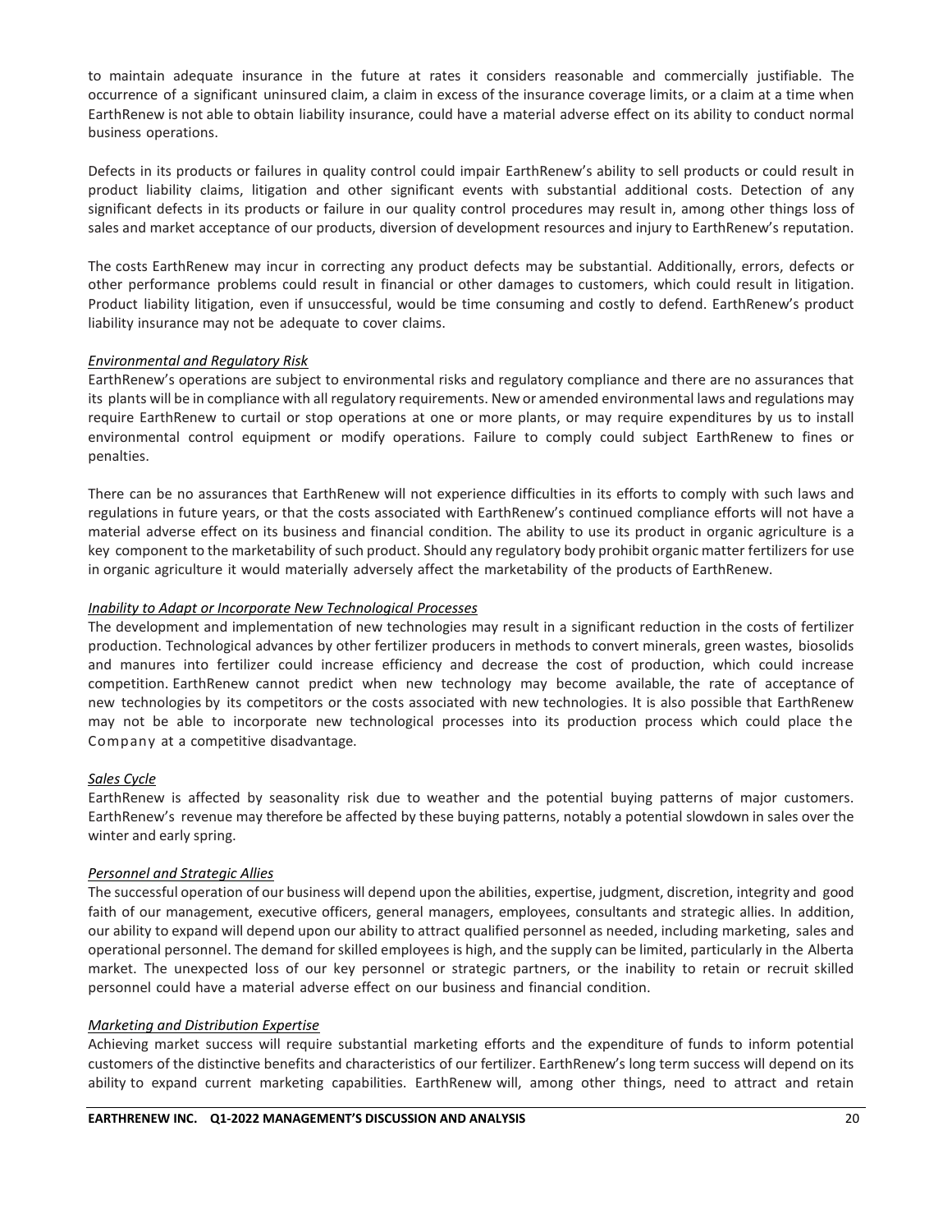to maintain adequate insurance in the future at rates it considers reasonable and commercially justifiable. The occurrence of a significant uninsured claim, a claim in excess of the insurance coverage limits, or a claim at a time when EarthRenew is not able to obtain liability insurance, could have a material adverse effect on its ability to conduct normal business operations.

Defects in its products or failures in quality control could impair EarthRenew's ability to sell products or could result in product liability claims, litigation and other significant events with substantial additional costs. Detection of any significant defects in its products or failure in our quality control procedures may result in, among other things loss of sales and market acceptance of our products, diversion of development resources and injury to EarthRenew's reputation.

The costs EarthRenew may incur in correcting any product defects may be substantial. Additionally, errors, defects or other performance problems could result in financial or other damages to customers, which could result in litigation. Product liability litigation, even if unsuccessful, would be time consuming and costly to defend. EarthRenew's product liability insurance may not be adequate to cover claims.

*Environmental and Regulatory Risk*

EarthRenew's operations are subject to environmental risks and regulatory compliance and there are no assurances that its plants will be in compliance with all regulatory requirements. New or amended environmental laws and regulations may require EarthRenew to curtail or stop operations at one or more plants, or may require expenditures by us to install environmental control equipment or modify operations. Failure to comply could subject EarthRenew to fines or penalties.

There can be no assurances that EarthRenew will not experience difficulties in its efforts to comply with such laws and regulations in future years, or that the costs associated with EarthRenew's continued compliance efforts will not have a material adverse effect on its business and financial condition. The ability to use its product in organic agriculture is a key component to the marketability of such product. Should any regulatory body prohibit organic matter fertilizers for use in organic agriculture it would materially adversely affect the marketability of the products of EarthRenew.

*Inability to Adapt or Incorporate New Technological Processes*

The development and implementation of new technologies may result in a significant reduction in the costs of fertilizer production. Technological advances by other fertilizer producers in methods to convert minerals, green wastes, biosolids and manures into fertilizer could increase efficiency and decrease the cost of production, which could increase competition. EarthRenew cannot predict when new technology may become available, the rate of acceptance of new technologies by its competitors or the costs associated with new technologies. It is also possible that EarthRenew may not be able to incorporate new technological processes into its production process which could place the Company at a competitive disadvantage.

*Sales Cycle*

EarthRenew is affected by seasonality risk due to weather and the potential buying patterns of major customers. EarthRenew's revenue may therefore be affected by these buying patterns, notably a potential slowdown in sales over the winter and early spring.

*Personnel and Strategic Allies*

The successful operation of our business will depend upon the abilities, expertise, judgment, discretion, integrity and good faith of our management, executive officers, general managers, employees, consultants and strategic allies. In addition, our ability to expand will depend upon our ability to attract qualified personnel as needed, including marketing, sales and operational personnel. The demand for skilled employees is high, and the supply can be limited, particularly in the Alberta market. The unexpected loss of our key personnel or strategic partners, or the inability to retain or recruit skilled personnel could have a material adverse effect on our business and financial condition.

*Marketing and Distribution Expertise*

Achieving market success will require substantial marketing efforts and the expenditure of funds to inform potential customers of the distinctive benefits and characteristics of our fertilizer. EarthRenew's long term success will depend on its ability to expand current marketing capabilities. EarthRenew will, among other things, need to attract and retain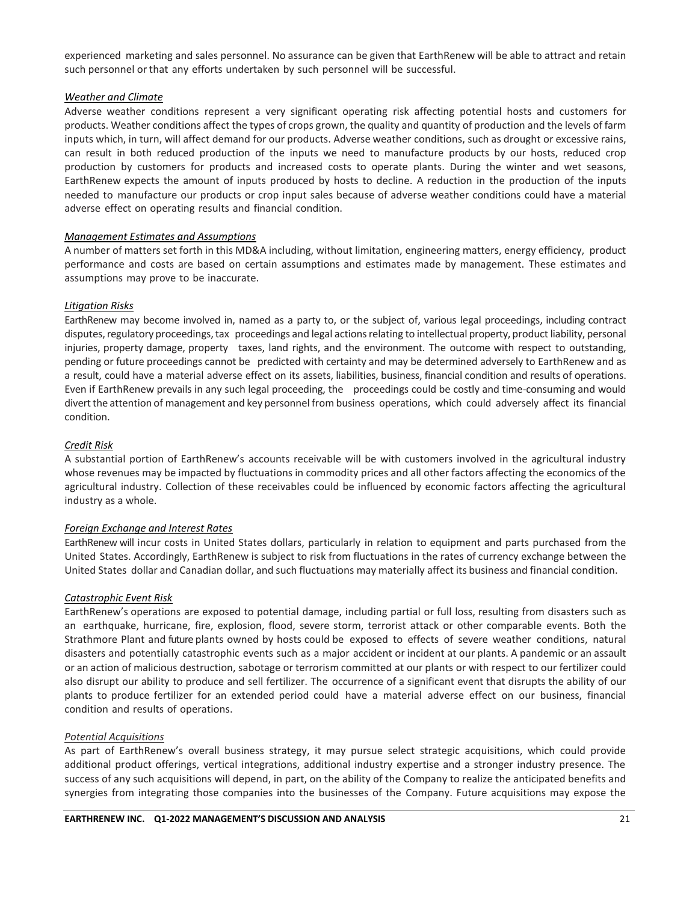experienced marketing and sales personnel. No assurance can be given that EarthRenew will be able to attract and retain such personnel or that any efforts undertaken by such personnel will be successful.

*Weather and Climate*

Adverse weather conditions represent a very significant operating risk affecting potential hosts and customers for products. Weather conditions affect the types of crops grown, the quality and quantity of production and the levels of farm inputs which, in turn, will affect demand for our products. Adverse weather conditions, such as drought or excessive rains, can result in both reduced production of the inputs we need to manufacture products by our hosts, reduced crop production by customers for products and increased costs to operate plants. During the winter and wet seasons, EarthRenew expects the amount of inputs produced by hosts to decline. A reduction in the production of the inputs needed to manufacture our products or crop input sales because of adverse weather conditions could have a material adverse effect on operating results and financial condition.

*Management Estimates and Assumptions*

A number of matters set forth in this MD&A including, without limitation, engineering matters, energy efficiency, product performance and costs are based on certain assumptions and estimates made by management. These estimates and assumptions may prove to be inaccurate.

*Litigation Risks*

EarthRenew may become involved in, named as a party to, or the subject of, various legal proceedings, including contract disputes, regulatory proceedings, tax proceedings and legal actions relating to intellectual property, product liability, personal injuries, property damage, property taxes, land rights, and the environment. The outcome with respect to outstanding, pending or future proceedings cannot be predicted with certainty and may be determined adversely to EarthRenew and as a result, could have a material adverse effect on its assets, liabilities, business, financial condition and results of operations. Even if EarthRenew prevails in any such legal proceeding, the proceedings could be costly and time-consuming and would divert the attention of management and key personnel from business operations, which could adversely affect its financial condition.

*Credit Risk*

A substantial portion of EarthRenew's accounts receivable will be with customers involved in the agricultural industry whose revenues may be impacted by fluctuations in commodity prices and all other factors affecting the economics of the agricultural industry. Collection of these receivables could be influenced by economic factors affecting the agricultural industry as a whole.

*Foreign Exchange and Interest Rates*

EarthRenew will incur costs in United States dollars, particularly in relation to equipment and parts purchased from the United States. Accordingly, EarthRenew is subject to risk from fluctuations in the rates of currency exchange between the United States dollar and Canadian dollar, and such fluctuations may materially affect its business and financial condition.

*Catastrophic Event Risk*

EarthRenew's operations are exposed to potential damage, including partial or full loss, resulting from disasters such as an earthquake, hurricane, fire, explosion, flood, severe storm, terrorist attack or other comparable events. Both the Strathmore Plant and future plants owned by hosts could be exposed to effects of severe weather conditions, natural disasters and potentially catastrophic events such as a major accident or incident at our plants. A pandemic or an assault or an action of malicious destruction, sabotage or terrorism committed at our plants or with respect to our fertilizer could also disrupt our ability to produce and sell fertilizer. The occurrence of a significant event that disrupts the ability of our plants to produce fertilizer for an extended period could have a material adverse effect on our business, financial condition and results of operations.

*Potential Acquisitions*

As part of EarthRenew's overall business strategy, it may pursue select strategic acquisitions, which could provide additional product offerings, vertical integrations, additional industry expertise and a stronger industry presence. The success of any such acquisitions will depend, in part, on the ability of the Company to realize the anticipated benefits and synergies from integrating those companies into the businesses of the Company. Future acquisitions may expose the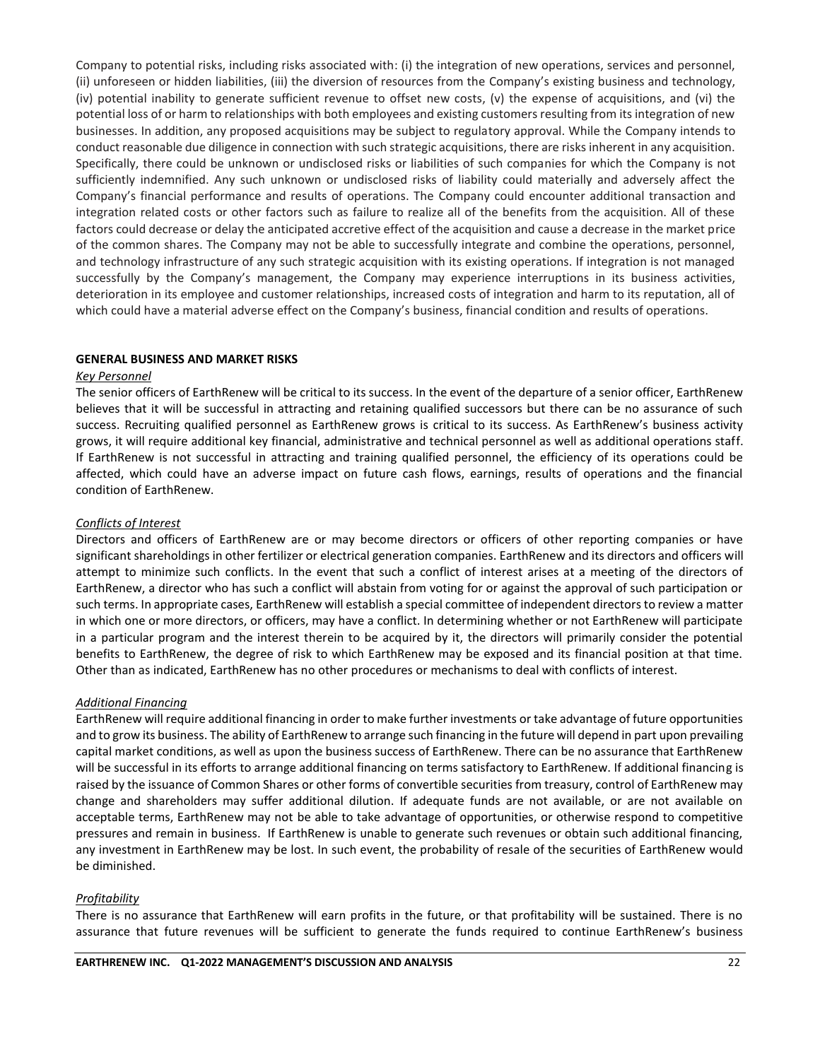Company to potential risks, including risks associated with: (i) the integration of new operations, services and personnel, (ii) unforeseen or hidden liabilities, (iii) the diversion of resources from the Company's existing business and technology, (iv) potential inability to generate sufficient revenue to offset new costs, (v) the expense of acquisitions, and (vi) the potential loss of or harm to relationships with both employees and existing customers resulting from its integration of new businesses. In addition, any proposed acquisitions may be subject to regulatory approval. While the Company intends to conduct reasonable due diligence in connection with such strategic acquisitions, there are risks inherent in any acquisition. Specifically, there could be unknown or undisclosed risks or liabilities of such companies for which the Company is not sufficiently indemnified. Any such unknown or undisclosed risks of liability could materially and adversely affect the Company's financial performance and results of operations. The Company could encounter additional transaction and integration related costs or other factors such as failure to realize all of the benefits from the acquisition. All of these factors could decrease or delay the anticipated accretive effect of the acquisition and cause a decrease in the market price of the common shares. The Company may not be able to successfully integrate and combine the operations, personnel, and technology infrastructure of any such strategic acquisition with its existing operations. If integration is not managed successfully by the Company's management, the Company may experience interruptions in its business activities, deterioration in its employee and customer relationships, increased costs of integration and harm to its reputation, all of which could have a material adverse effect on the Company's business, financial condition and results of operations.

**GENERAL BUSINESS AND MARKET RISKS**

*Key Personnel*

The senior officers of EarthRenew will be critical to its success. In the event of the departure of a senior officer, EarthRenew believes that it will be successful in attracting and retaining qualified successors but there can be no assurance of such success. Recruiting qualified personnel as EarthRenew grows is critical to its success. As EarthRenew's business activity grows, it will require additional key financial, administrative and technical personnel as well as additional operations staff. If EarthRenew is not successful in attracting and training qualified personnel, the efficiency of its operations could be affected, which could have an adverse impact on future cash flows, earnings, results of operations and the financial condition of EarthRenew.

*Conflicts of Interest*

Directors and officers of EarthRenew are or may become directors or officers of other reporting companies or have significant shareholdings in other fertilizer or electrical generation companies. EarthRenew and its directors and officers will attempt to minimize such conflicts. In the event that such a conflict of interest arises at a meeting of the directors of EarthRenew, a director who has such a conflict will abstain from voting for or against the approval of such participation or such terms. In appropriate cases, EarthRenew will establish a special committee of independent directors to review a matter in which one or more directors, or officers, may have a conflict. In determining whether or not EarthRenew will participate in a particular program and the interest therein to be acquired by it, the directors will primarily consider the potential benefits to EarthRenew, the degree of risk to which EarthRenew may be exposed and its financial position at that time. Other than as indicated, EarthRenew has no other procedures or mechanisms to deal with conflicts of interest.

*Additional Financing*

EarthRenew will require additional financing in order to make further investments or take advantage of future opportunities and to grow its business. The ability of EarthRenew to arrange such financing in the future will depend in part upon prevailing capital market conditions, as well as upon the business success of EarthRenew. There can be no assurance that EarthRenew will be successful in its efforts to arrange additional financing on terms satisfactory to EarthRenew. If additional financing is raised by the issuance of Common Shares or other forms of convertible securities from treasury, control of EarthRenew may change and shareholders may suffer additional dilution. If adequate funds are not available, or are not available on acceptable terms, EarthRenew may not be able to take advantage of opportunities, or otherwise respond to competitive pressures and remain in business. If EarthRenew is unable to generate such revenues or obtain such additional financing, any investment in EarthRenew may be lost. In such event, the probability of resale of the securities of EarthRenew would be diminished.

*Profitability*

There is no assurance that EarthRenew will earn profits in the future, or that profitability will be sustained. There is no assurance that future revenues will be sufficient to generate the funds required to continue EarthRenew's business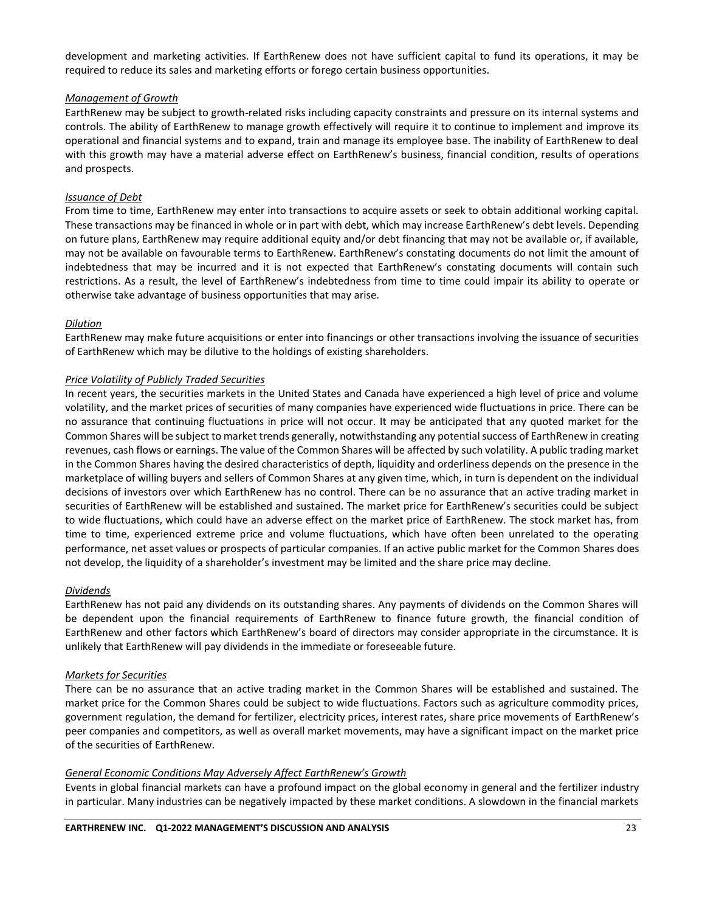development and marketing activities. If EarthRenew does not have sufficient capital to fund its operations, it may be required to reduce its sales and marketing efforts or forego certain business opportunities.

*Management of Growth*

EarthRenew may be subject to growth-related risks including capacity constraints and pressure on its internal systems and controls. The ability of EarthRenew to manage growth effectively will require it to continue to implement and improve its operational and financial systems and to expand, train and manage its employee base. The inability of EarthRenew to deal with this growth may have a material adverse effect on EarthRenew's business, financial condition, results of operations and prospects.

*Issuance of Debt*

From time to time, EarthRenew may enter into transactions to acquire assets or seek to obtain additional working capital. These transactions may be financed in whole or in part with debt, which may increase EarthRenew's debt levels. Depending on future plans, EarthRenew may require additional equity and/or debt financing that may not be available or, if available, may not be available on favourable terms to EarthRenew. EarthRenew's constating documents do not limit the amount of indebtedness that may be incurred and it is not expected that EarthRenew's constating documents will contain such restrictions. As a result, the level of EarthRenew's indebtedness from time to time could impair its ability to operate or otherwise take advantage of business opportunities that may arise.

*Dilution*

EarthRenew may make future acquisitions or enter into financings or other transactions involving the issuance of securities of EarthRenew which may be dilutive to the holdings of existing shareholders.

*Price Volatility of Publicly Traded Securities*

In recent years, the securities markets in the United States and Canada have experienced a high level of price and volume volatility, and the market prices of securities of many companies have experienced wide fluctuations in price. There can be no assurance that continuing fluctuations in price will not occur. It may be anticipated that any quoted market for the Common Shares will be subject to market trends generally, notwithstanding any potential success of EarthRenew in creating revenues, cash flows or earnings. The value of the Common Shares will be affected by such volatility. A public trading market in the Common Shares having the desired characteristics of depth, liquidity and orderliness depends on the presence in the marketplace of willing buyers and sellers of Common Shares at any given time, which, in turn is dependent on the individual decisions of investors over which EarthRenew has no control. There can be no assurance that an active trading market in securities of EarthRenew will be established and sustained. The market price for EarthRenew's securities could be subject to wide fluctuations, which could have an adverse effect on the market price of EarthRenew. The stock market has, from time to time, experienced extreme price and volume fluctuations, which have often been unrelated to the operating performance, net asset values or prospects of particular companies. If an active public market for the Common Shares does not develop, the liquidity of a shareholder's investment may be limited and the share price may decline.

*Dividends*

EarthRenew has not paid any dividends on its outstanding shares. Any payments of dividends on the Common Shares will be dependent upon the financial requirements of EarthRenew to finance future growth, the financial condition of EarthRenew and other factors which EarthRenew's board of directors may consider appropriate in the circumstance. It is unlikely that EarthRenew will pay dividends in the immediate or foreseeable future.

*Markets for Securities*

There can be no assurance that an active trading market in the Common Shares will be established and sustained. The market price for the Common Shares could be subject to wide fluctuations. Factors such as agriculture commodity prices, government regulation, the demand for fertilizer, electricity prices, interest rates, share price movements of EarthRenew's peer companies and competitors, as well as overall market movements, may have a significant impact on the market price of the securities of EarthRenew.

*General Economic Conditions May Adversely Affect EarthRenew's Growth*

Events in global financial markets can have a profound impact on the global economy in general and the fertilizer industry in particular. Many industries can be negatively impacted by these market conditions. A slowdown in the financial markets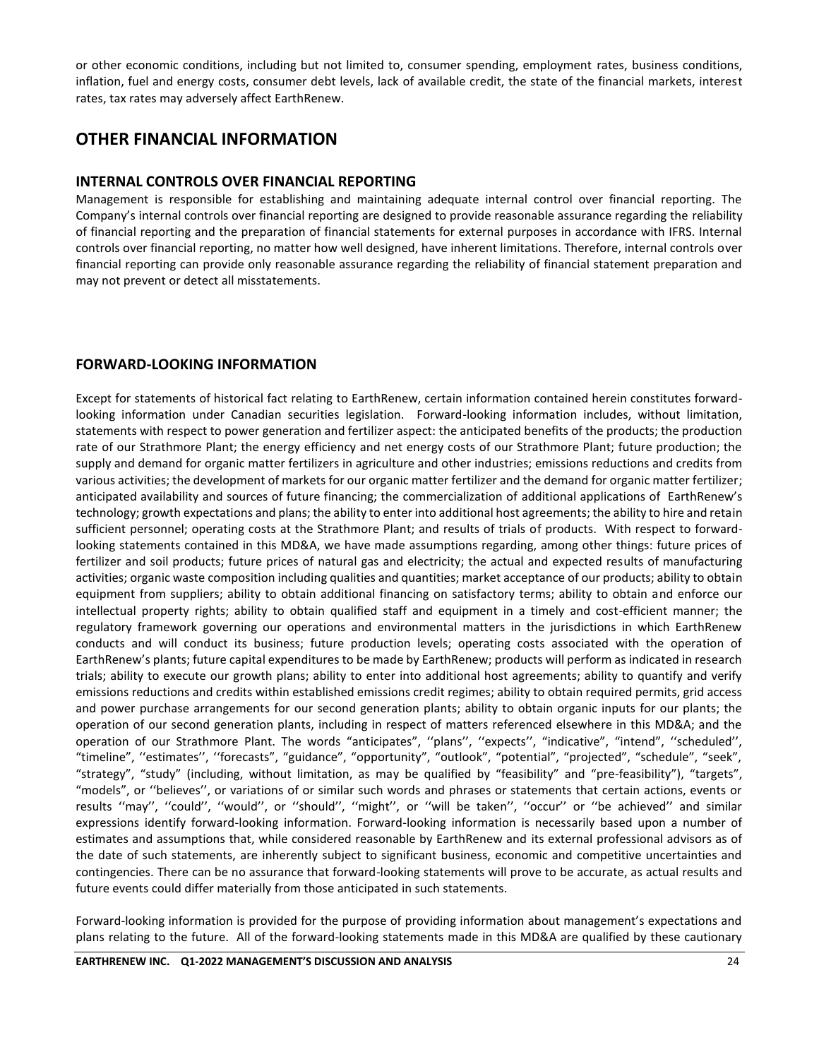or other economic conditions, including but not limited to, consumer spending, employment rates, business conditions, inflation, fuel and energy costs, consumer debt levels, lack of available credit, the state of the financial markets, interest rates, tax rates may adversely affect EarthRenew.

# OTHER FINANCIAL INFORMATION

## INTERNAL CONTROLS OVER FINANCIAL REPORTING

Management is responsible for establishing and maintaining adequate internal control over financial reporting. The Company's internal controls over financial reporting are designed to provide reasonable assurance regarding the reliability of financial reporting and the preparation of financial statements for external purposes in accordance with IFRS. Internal controls over financial reporting, no matter how well designed, have inherent limitations. Therefore, internal controls over financial reporting can provide only reasonable assurance regarding the reliability of financial statement preparation and may not prevent or detect all misstatements.

## FORWARD-LOOKING INFORMATION

Except for statements of historical fact relating to EarthRenew, certain information contained herein constitutes forward-looking information under Canadian securities legislation. Forward-looking information includes, without limitation, statements with respect to power generation and fertilizer aspect: the anticipated benefits of the products; the production rate of our Strathmore Plant; the energy efficiency and net energy costs of our Strathmore Plant; future production; the supply and demand for organic matter fertilizers in agriculture and other industries; emissions reductions and credits from various activities; the development of markets for our organic matter fertilizer and the demand for organic matter fertilizer; anticipated availability and sources of future financing; the commercialization of additional applications of EarthRenew's technology; growth expectations and plans; the ability to enter into additional host agreements; the ability to hire and retain sufficient personnel; operating costs at the Strathmore Plant; and results of trials of products. With respect to forward-looking statements contained in this MD&A, we have made assumptions regarding, among other things: future prices of fertilizer and soil products; future prices of natural gas and electricity; the actual and expected results of manufacturing activities; organic waste composition including qualities and quantities; market acceptance of our products; ability to obtain equipment from suppliers; ability to obtain additional financing on satisfactory terms; ability to obtain and enforce our intellectual property rights; ability to obtain qualified staff and equipment in a timely and cost-efficient manner; the regulatory framework governing our operations and environmental matters in the jurisdictions in which EarthRenew conducts and will conduct its business; future production levels; operating costs associated with the operation of EarthRenew's plants; future capital expenditures to be made by EarthRenew; products will perform as indicated in research trials; ability to execute our growth plans; ability to enter into additional host agreements; ability to quantify and verify emissions reductions and credits within established emissions credit regimes; ability to obtain required permits, grid access and power purchase arrangements for our second generation plants; ability to obtain organic inputs for our plants; the operation of our second generation plants, including in respect of matters referenced elsewhere in this MD&A; and the operation of our Strathmore Plant. The words "anticipates", ''plans'', ''expects'', "indicative", "intend", ''scheduled'', "timeline", ''estimates'', ''forecasts", "guidance", "opportunity", "outlook", "potential", "projected", "schedule", "seek", "strategy", "study" (including, without limitation, as may be qualified by "feasibility" and "pre-feasibility"), "targets", "models", or ''believes'', or variations of or similar such words and phrases or statements that certain actions, events or results ''may'', ''could'', ''would'', or ''should'', ''might'', or ''will be taken'', ''occur'' or ''be achieved'' and similar expressions identify forward-looking information. Forward-looking information is necessarily based upon a number of estimates and assumptions that, while considered reasonable by EarthRenew and its external professional advisors as of the date of such statements, are inherently subject to significant business, economic and competitive uncertainties and contingencies. There can be no assurance that forward-looking statements will prove to be accurate, as actual results and future events could differ materially from those anticipated in such statements.

Forward-looking information is provided for the purpose of providing information about management's expectations and plans relating to the future. All of the forward-looking statements made in this MD&A are qualified by these cautionary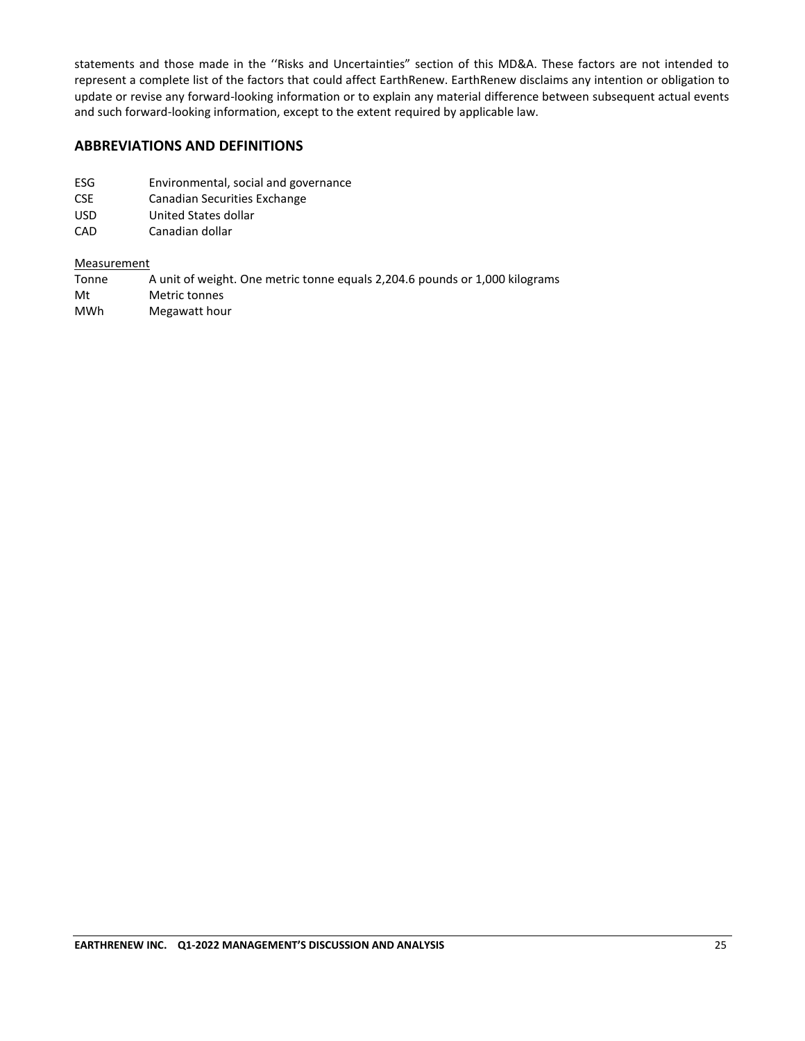statements and those made in the ''Risks and Uncertainties" section of this MD&A. These factors are not intended to represent a complete list of the factors that could affect EarthRenew. EarthRenew disclaims any intention or obligation to update or revise any forward-looking information or to explain any material difference between subsequent actual events and such forward-looking information, except to the extent required by applicable law.

## ABBREVIATIONS AND DEFINITIONS

| | |
|---|---|
| ESG | Environmental, social and governance |
| CSE | Canadian Securities Exchange |
| USD | United States dollar |
| CAD | Canadian dollar |

<u>Measurement</u>

| | |
|---|---|
| Tonne | A unit of weight. One metric tonne equals 2,204.6 pounds or 1,000 kilograms |
| Mt | Metric tonnes |
| MWh | Megawatt hour |